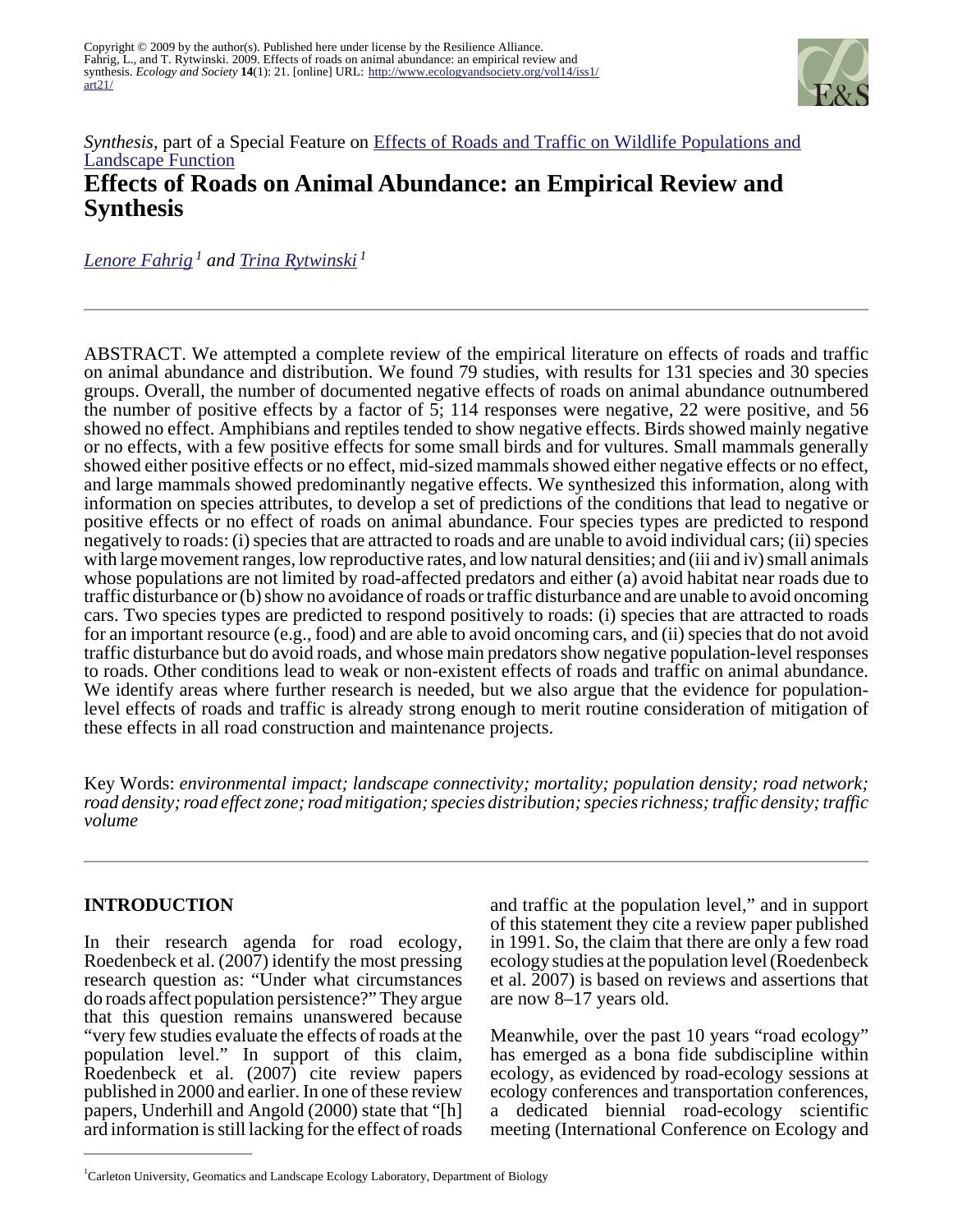Copyright © 2009 by the author(s). Published here under license by the Resilience Alliance.
Fahrig, L., and T. Rytwinski. 2009. Effects of roads on animal abundance: an empirical review and synthesis. *Ecology and Society* **14**(1): 21. [online] URL: http://www.ecologyandsociety.org/vol14/iss1/art21/

*Synthesis*, part of a Special Feature on Effects of Roads and Traffic on Wildlife Populations and Landscape Function

# Effects of Roads on Animal Abundance: an Empirical Review and Synthesis

*Lenore Fahrig* [1] *and Trina Rytwinski* [1]

ABSTRACT. We attempted a complete review of the empirical literature on effects of roads and traffic on animal abundance and distribution. We found 79 studies, with results for 131 species and 30 species groups. Overall, the number of documented negative effects of roads on animal abundance outnumbered the number of positive effects by a factor of 5; 114 responses were negative, 22 were positive, and 56 showed no effect. Amphibians and reptiles tended to show negative effects. Birds showed mainly negative or no effects, with a few positive effects for some small birds and for vultures. Small mammals generally showed either positive effects or no effect, mid-sized mammals showed either negative effects or no effect, and large mammals showed predominantly negative effects. We synthesized this information, along with information on species attributes, to develop a set of predictions of the conditions that lead to negative or positive effects or no effect of roads on animal abundance. Four species types are predicted to respond negatively to roads: (i) species that are attracted to roads and are unable to avoid individual cars; (ii) species with large movement ranges, low reproductive rates, and low natural densities; and (iii and iv) small animals whose populations are not limited by road-affected predators and either (a) avoid habitat near roads due to traffic disturbance or (b) show no avoidance of roads or traffic disturbance and are unable to avoid oncoming cars. Two species types are predicted to respond positively to roads: (i) species that are attracted to roads for an important resource (e.g., food) and are able to avoid oncoming cars, and (ii) species that do not avoid traffic disturbance but do avoid roads, and whose main predators show negative population-level responses to roads. Other conditions lead to weak or non-existent effects of roads and traffic on animal abundance. We identify areas where further research is needed, but we also argue that the evidence for population-level effects of roads and traffic is already strong enough to merit routine consideration of mitigation of these effects in all road construction and maintenance projects.

Key Words: *environmental impact; landscape connectivity; mortality; population density; road network; road density; road effect zone; road mitigation; species distribution; species richness; traffic density; traffic volume*

## INTRODUCTION

In their research agenda for road ecology, Roedenbeck et al. (2007) identify the most pressing research question as: "Under what circumstances do roads affect population persistence?" They argue that this question remains unanswered because "very few studies evaluate the effects of roads at the population level." In support of this claim, Roedenbeck et al. (2007) cite review papers published in 2000 and earlier. In one of these review papers, Underhill and Angold (2000) state that "[h]ard information is still lacking for the effect of roads and traffic at the population level," and in support of this statement they cite a review paper published in 1991. So, the claim that there are only a few road ecology studies at the population level (Roedenbeck et al. 2007) is based on reviews and assertions that are now 8–17 years old.

Meanwhile, over the past 10 years "road ecology" has emerged as a bona fide subdiscipline within ecology, as evidenced by road-ecology sessions at ecology conferences and transportation conferences, a dedicated biennial road-ecology scientific meeting (International Conference on Ecology and

[1] Carleton University, Geomatics and Landscape Ecology Laboratory, Department of Biology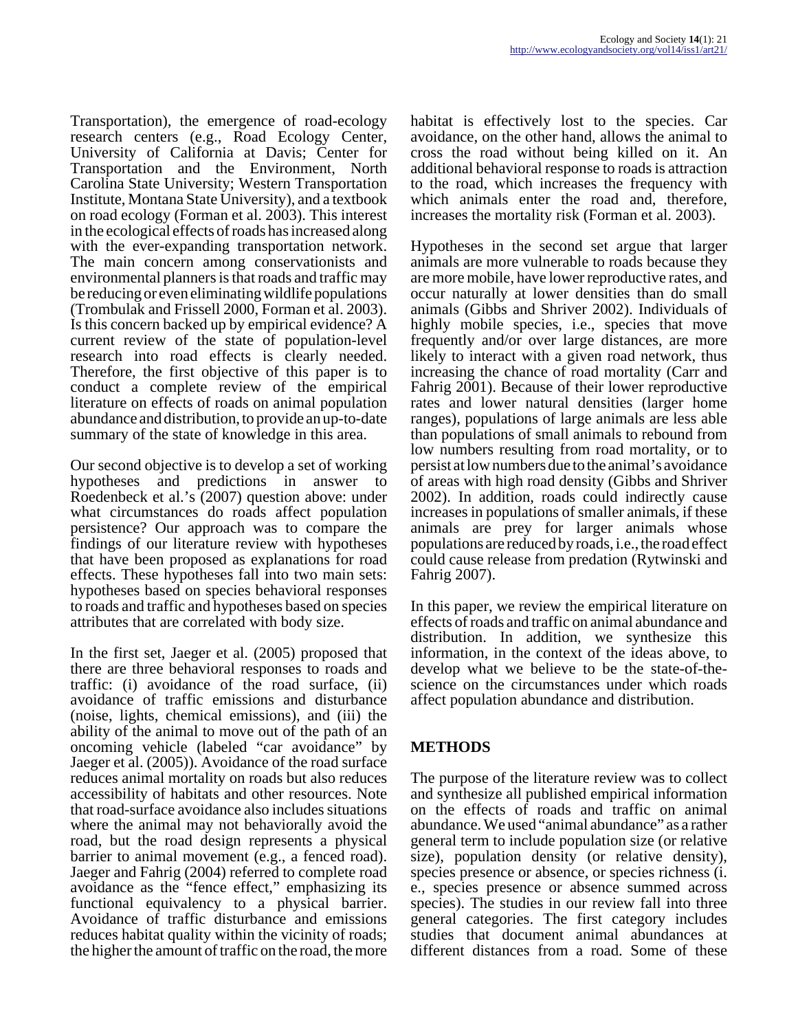Transportation), the emergence of road-ecology research centers (e.g., Road Ecology Center, University of California at Davis; Center for Transportation and the Environment, North Carolina State University; Western Transportation Institute, Montana State University), and a textbook on road ecology (Forman et al. 2003). This interest in the ecological effects of roads has increased along with the ever-expanding transportation network. The main concern among conservationists and environmental planners is that roads and traffic may be reducing or even eliminating wildlife populations (Trombulak and Frissell 2000, Forman et al. 2003). Is this concern backed up by empirical evidence? A current review of the state of population-level research into road effects is clearly needed. Therefore, the first objective of this paper is to conduct a complete review of the empirical literature on effects of roads on animal population abundance and distribution, to provide an up-to-date summary of the state of knowledge in this area.

Our second objective is to develop a set of working hypotheses and predictions in answer to Roedenbeck et al.'s (2007) question above: under what circumstances do roads affect population persistence? Our approach was to compare the findings of our literature review with hypotheses that have been proposed as explanations for road effects. These hypotheses fall into two main sets: hypotheses based on species behavioral responses to roads and traffic and hypotheses based on species attributes that are correlated with body size.

In the first set, Jaeger et al. (2005) proposed that there are three behavioral responses to roads and traffic: (i) avoidance of the road surface, (ii) avoidance of traffic emissions and disturbance (noise, lights, chemical emissions), and (iii) the ability of the animal to move out of the path of an oncoming vehicle (labeled "car avoidance" by Jaeger et al. (2005)). Avoidance of the road surface reduces animal mortality on roads but also reduces accessibility of habitats and other resources. Note that road-surface avoidance also includes situations where the animal may not behaviorally avoid the road, but the road design represents a physical barrier to animal movement (e.g., a fenced road). Jaeger and Fahrig (2004) referred to complete road avoidance as the "fence effect," emphasizing its functional equivalency to a physical barrier. Avoidance of traffic disturbance and emissions reduces habitat quality within the vicinity of roads; the higher the amount of traffic on the road, the more habitat is effectively lost to the species. Car avoidance, on the other hand, allows the animal to cross the road without being killed on it. An additional behavioral response to roads is attraction to the road, which increases the frequency with which animals enter the road and, therefore, increases the mortality risk (Forman et al. 2003).

Hypotheses in the second set argue that larger animals are more vulnerable to roads because they are more mobile, have lower reproductive rates, and occur naturally at lower densities than do small animals (Gibbs and Shriver 2002). Individuals of highly mobile species, i.e., species that move frequently and/or over large distances, are more likely to interact with a given road network, thus increasing the chance of road mortality (Carr and Fahrig 2001). Because of their lower reproductive rates and lower natural densities (larger home ranges), populations of large animals are less able than populations of small animals to rebound from low numbers resulting from road mortality, or to persist at low numbers due to the animal's avoidance of areas with high road density (Gibbs and Shriver 2002). In addition, roads could indirectly cause increases in populations of smaller animals, if these animals are prey for larger animals whose populations are reduced by roads, i.e., the road effect could cause release from predation (Rytwinski and Fahrig 2007).

In this paper, we review the empirical literature on effects of roads and traffic on animal abundance and distribution. In addition, we synthesize this information, in the context of the ideas above, to develop what we believe to be the state-of-the-science on the circumstances under which roads affect population abundance and distribution.

## METHODS

The purpose of the literature review was to collect and synthesize all published empirical information on the effects of roads and traffic on animal abundance. We used "animal abundance" as a rather general term to include population size (or relative size), population density (or relative density), species presence or absence, or species richness (i.e., species presence or absence summed across species). The studies in our review fall into three general categories. The first category includes studies that document animal abundances at different distances from a road. Some of these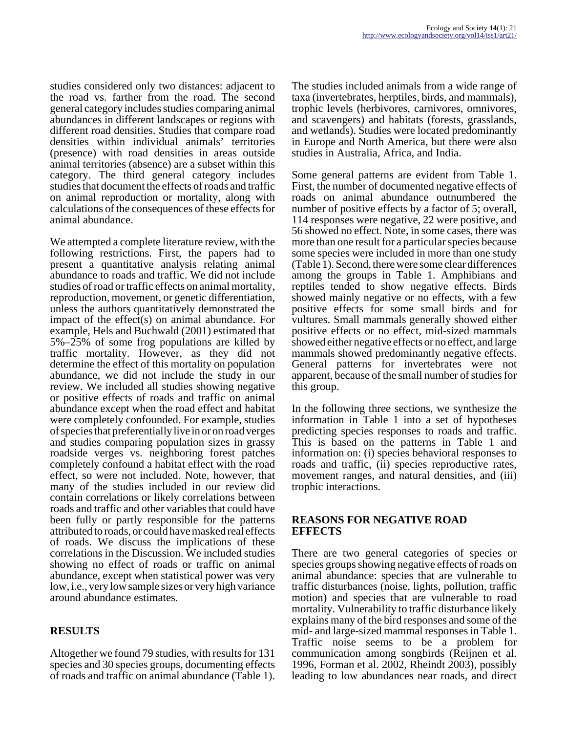studies considered only two distances: adjacent to the road vs. farther from the road. The second general category includes studies comparing animal abundances in different landscapes or regions with different road densities. Studies that compare road densities within individual animals' territories (presence) with road densities in areas outside animal territories (absence) are a subset within this category. The third general category includes studies that document the effects of roads and traffic on animal reproduction or mortality, along with calculations of the consequences of these effects for animal abundance.

We attempted a complete literature review, with the following restrictions. First, the papers had to present a quantitative analysis relating animal abundance to roads and traffic. We did not include studies of road or traffic effects on animal mortality, reproduction, movement, or genetic differentiation, unless the authors quantitatively demonstrated the impact of the effect(s) on animal abundance. For example, Hels and Buchwald (2001) estimated that 5%–25% of some frog populations are killed by traffic mortality. However, as they did not determine the effect of this mortality on population abundance, we did not include the study in our review. We included all studies showing negative or positive effects of roads and traffic on animal abundance except when the road effect and habitat were completely confounded. For example, studies of species that preferentially live in or on road verges and studies comparing population sizes in grassy roadside verges vs. neighboring forest patches completely confound a habitat effect with the road effect, so were not included. Note, however, that many of the studies included in our review did contain correlations or likely correlations between roads and traffic and other variables that could have been fully or partly responsible for the patterns attributed to roads, or could have masked real effects of roads. We discuss the implications of these correlations in the Discussion. We included studies showing no effect of roads or traffic on animal abundance, except when statistical power was very low, i.e., very low sample sizes or very high variance around abundance estimates.

## RESULTS

Altogether we found 79 studies, with results for 131 species and 30 species groups, documenting effects of roads and traffic on animal abundance (Table 1). The studies included animals from a wide range of taxa (invertebrates, herptiles, birds, and mammals), trophic levels (herbivores, carnivores, omnivores, and scavengers) and habitats (forests, grasslands, and wetlands). Studies were located predominantly in Europe and North America, but there were also studies in Australia, Africa, and India.

Some general patterns are evident from Table 1. First, the number of documented negative effects of roads on animal abundance outnumbered the number of positive effects by a factor of 5; overall, 114 responses were negative, 22 were positive, and 56 showed no effect. Note, in some cases, there was more than one result for a particular species because some species were included in more than one study (Table 1). Second, there were some clear differences among the groups in Table 1. Amphibians and reptiles tended to show negative effects. Birds showed mainly negative or no effects, with a few positive effects for some small birds and for vultures. Small mammals generally showed either positive effects or no effect, mid-sized mammals showed either negative effects or no effect, and large mammals showed predominantly negative effects. General patterns for invertebrates were not apparent, because of the small number of studies for this group.

In the following three sections, we synthesize the information in Table 1 into a set of hypotheses predicting species responses to roads and traffic. This is based on the patterns in Table 1 and information on: (i) species behavioral responses to roads and traffic, (ii) species reproductive rates, movement ranges, and natural densities, and (iii) trophic interactions.

## REASONS FOR NEGATIVE ROAD EFFECTS

There are two general categories of species or species groups showing negative effects of roads on animal abundance: species that are vulnerable to traffic disturbances (noise, lights, pollution, traffic motion) and species that are vulnerable to road mortality. Vulnerability to traffic disturbance likely explains many of the bird responses and some of the mid- and large-sized mammal responses in Table 1. Traffic noise seems to be a problem for communication among songbirds (Reijnen et al. 1996, Forman et al. 2002, Rheindt 2003), possibly leading to low abundances near roads, and direct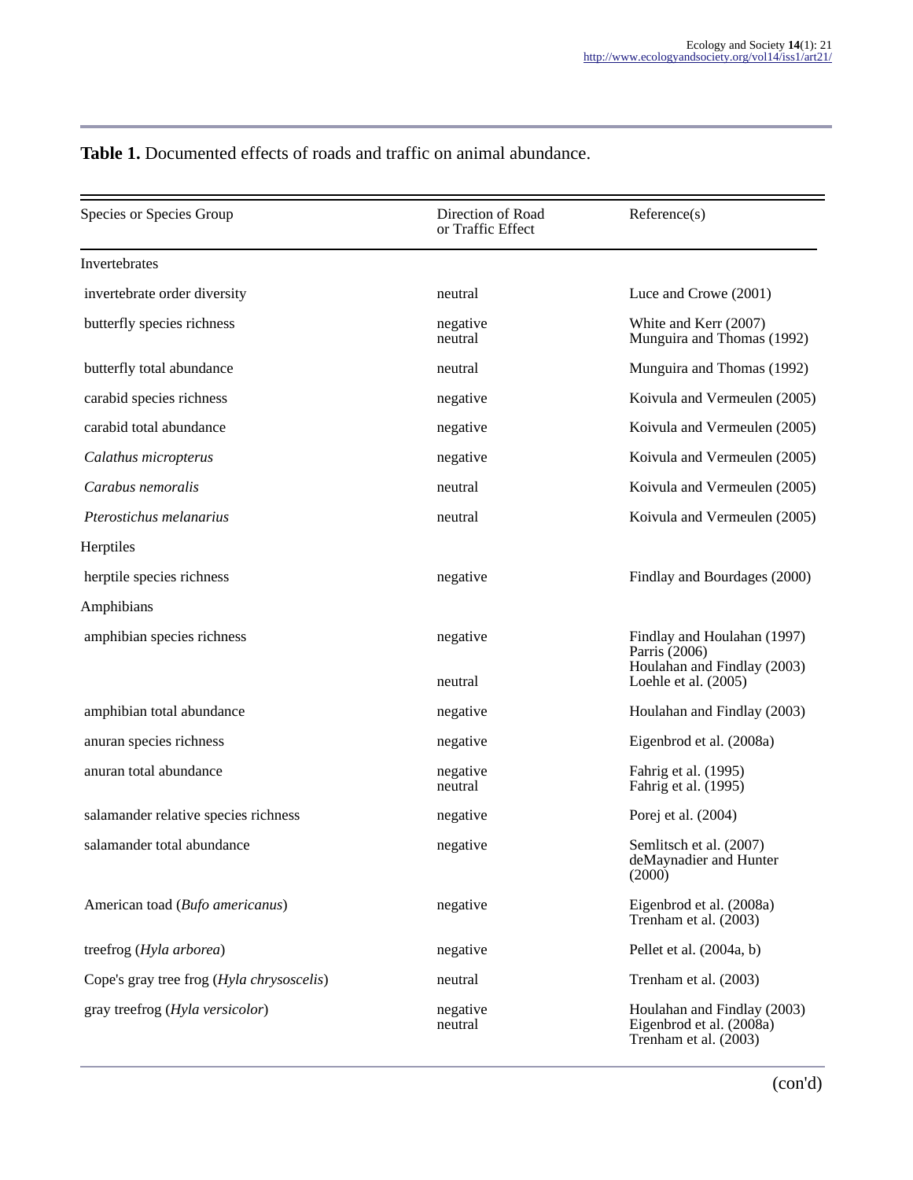**Table 1.** Documented effects of roads and traffic on animal abundance.

| Species or Species Group | Direction of Road or Traffic Effect | Reference(s) |
|---|---|---|
| Invertebrates | | |
| invertebrate order diversity | neutral | Luce and Crowe (2001) |
| butterfly species richness | negative<br>neutral | White and Kerr (2007)<br>Munguira and Thomas (1992) |
| butterfly total abundance | neutral | Munguira and Thomas (1992) |
| carabid species richness | negative | Koivula and Vermeulen (2005) |
| carabid total abundance | negative | Koivula and Vermeulen (2005) |
| *Calathus micropterus* | negative | Koivula and Vermeulen (2005) |
| *Carabus nemoralis* | neutral | Koivula and Vermeulen (2005) |
| *Pterostichus melanarius* | neutral | Koivula and Vermeulen (2005) |
| Herptiles | | |
| herptile species richness | negative | Findlay and Bourdages (2000) |
| Amphibians | | |
| amphibian species richness | negative<br><br><br>neutral | Findlay and Houlahan (1997)<br>Parris (2006)<br>Houlahan and Findlay (2003)<br>Loehle et al. (2005) |
| amphibian total abundance | negative | Houlahan and Findlay (2003) |
| anuran species richness | negative | Eigenbrod et al. (2008a) |
| anuran total abundance | negative<br>neutral | Fahrig et al. (1995)<br>Fahrig et al. (1995) |
| salamander relative species richness | negative | Porej et al. (2004) |
| salamander total abundance | negative | Semlitsch et al. (2007)<br>deMaynadier and Hunter (2000) |
| American toad (*Bufo americanus*) | negative | Eigenbrod et al. (2008a)<br>Trenham et al. (2003) |
| treefrog (*Hyla arborea*) | negative | Pellet et al. (2004a, b) |
| Cope's gray tree frog (*Hyla chrysoscelis*) | neutral | Trenham et al. (2003) |
| gray treefrog (*Hyla versicolor*) | negative<br>neutral | Houlahan and Findlay (2003)<br>Eigenbrod et al. (2008a)<br>Trenham et al. (2003) |

(con'd)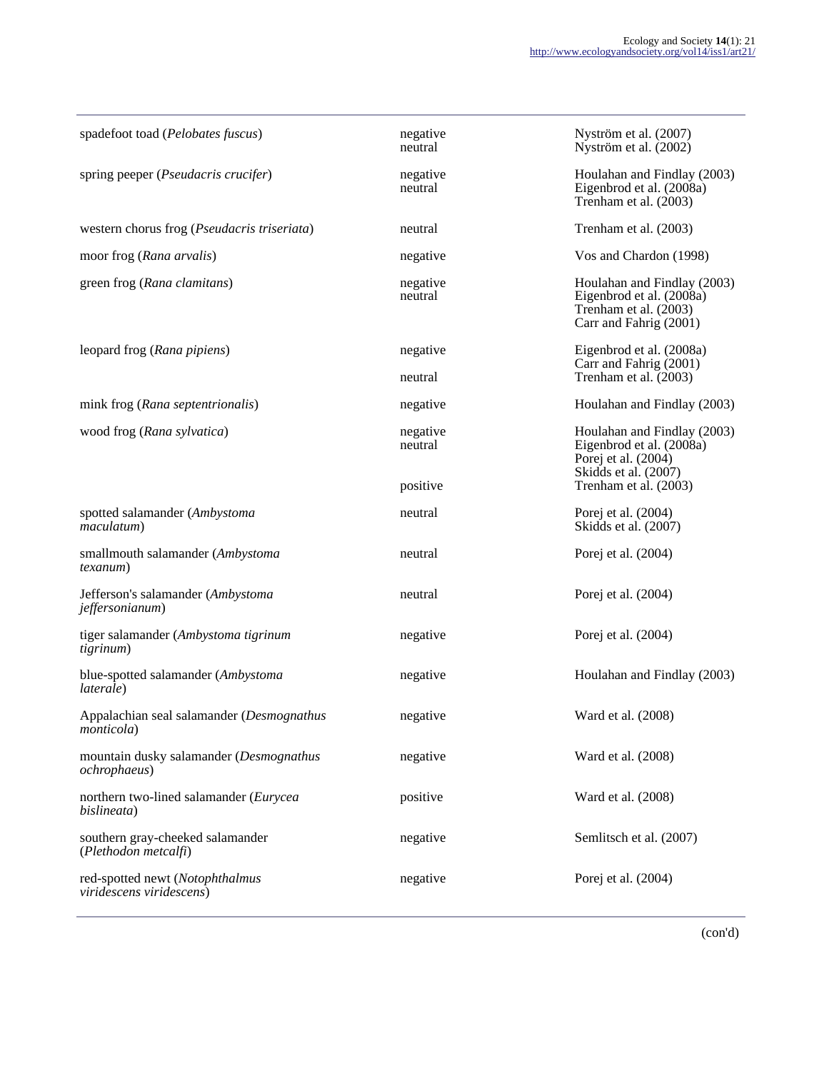| | | |
|---|---|---|
| spadefoot toad (*Pelobates fuscus*) | negative<br>neutral | Nyström et al. (2007)<br>Nyström et al. (2002) |
| spring peeper (*Pseudacris crucifer*) | negative<br>neutral | Houlahan and Findlay (2003)<br>Eigenbrod et al. (2008a)<br>Trenham et al. (2003) |
| western chorus frog (*Pseudacris triseriata*) | neutral | Trenham et al. (2003) |
| moor frog (*Rana arvalis*) | negative | Vos and Chardon (1998) |
| green frog (*Rana clamitans*) | negative<br>neutral | Houlahan and Findlay (2003)<br>Eigenbrod et al. (2008a)<br>Trenham et al. (2003)<br>Carr and Fahrig (2001) |
| leopard frog (*Rana pipiens*) | negative<br><br>neutral | Eigenbrod et al. (2008a)<br>Carr and Fahrig (2001)<br>Trenham et al. (2003) |
| mink frog (*Rana septentrionalis*) | negative | Houlahan and Findlay (2003) |
| wood frog (*Rana sylvatica*) | negative<br>neutral<br><br><br>positive | Houlahan and Findlay (2003)<br>Eigenbrod et al. (2008a)<br>Porej et al. (2004)<br>Skidds et al. (2007)<br>Trenham et al. (2003) |
| spotted salamander (*Ambystoma maculatum*) | neutral | Porej et al. (2004)<br>Skidds et al. (2007) |
| smallmouth salamander (*Ambystoma texanum*) | neutral | Porej et al. (2004) |
| Jefferson's salamander (*Ambystoma jeffersonianum*) | neutral | Porej et al. (2004) |
| tiger salamander (*Ambystoma tigrinum tigrinum*) | negative | Porej et al. (2004) |
| blue-spotted salamander (*Ambystoma laterale*) | negative | Houlahan and Findlay (2003) |
| Appalachian seal salamander (*Desmognathus monticola*) | negative | Ward et al. (2008) |
| mountain dusky salamander (*Desmognathus ochrophaeus*) | negative | Ward et al. (2008) |
| northern two-lined salamander (*Eurycea bislineata*) | positive | Ward et al. (2008) |
| southern gray-cheeked salamander (*Plethodon metcalfi*) | negative | Semlitsch et al. (2007) |
| red-spotted newt (*Notophthalmus viridescens viridescens*) | negative | Porej et al. (2004) |

(con'd)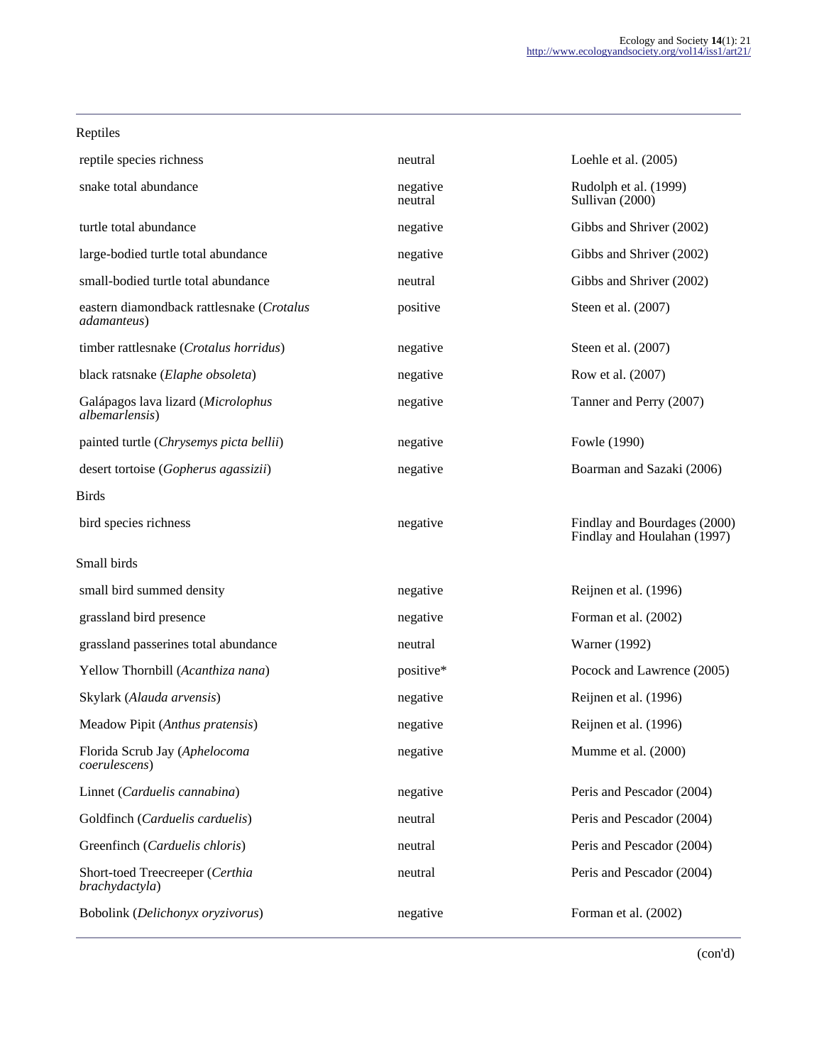| | | |
|---|---|---|
| Reptiles | | |
| reptile species richness | neutral | Loehle et al. (2005) |
| snake total abundance | negative<br>neutral | Rudolph et al. (1999)<br>Sullivan (2000) |
| turtle total abundance | negative | Gibbs and Shriver (2002) |
| large-bodied turtle total abundance | negative | Gibbs and Shriver (2002) |
| small-bodied turtle total abundance | neutral | Gibbs and Shriver (2002) |
| eastern diamondback rattlesnake (*Crotalus adamanteus*) | positive | Steen et al. (2007) |
| timber rattlesnake (*Crotalus horridus*) | negative | Steen et al. (2007) |
| black ratsnake (*Elaphe obsoleta*) | negative | Row et al. (2007) |
| Galápagos lava lizard (*Microlophus albemarlensis*) | negative | Tanner and Perry (2007) |
| painted turtle (*Chrysemys picta bellii*) | negative | Fowle (1990) |
| desert tortoise (*Gopherus agassizii*) | negative | Boarman and Sazaki (2006) |
| Birds | | |
| bird species richness | negative | Findlay and Bourdages (2000)<br>Findlay and Houlahan (1997) |
| Small birds | | |
| small bird summed density | negative | Reijnen et al. (1996) |
| grassland bird presence | negative | Forman et al. (2002) |
| grassland passerines total abundance | neutral | Warner (1992) |
| Yellow Thornbill (*Acanthiza nana*) | positive* | Pocock and Lawrence (2005) |
| Skylark (*Alauda arvensis*) | negative | Reijnen et al. (1996) |
| Meadow Pipit (*Anthus pratensis*) | negative | Reijnen et al. (1996) |
| Florida Scrub Jay (*Aphelocoma coerulescens*) | negative | Mumme et al. (2000) |
| Linnet (*Carduelis cannabina*) | negative | Peris and Pescador (2004) |
| Goldfinch (*Carduelis carduelis*) | neutral | Peris and Pescador (2004) |
| Greenfinch (*Carduelis chloris*) | neutral | Peris and Pescador (2004) |
| Short-toed Treecreeper (*Certhia brachydactyla*) | neutral | Peris and Pescador (2004) |
| Bobolink (*Delichonyx oryzivorus*) | negative | Forman et al. (2002) |

(con'd)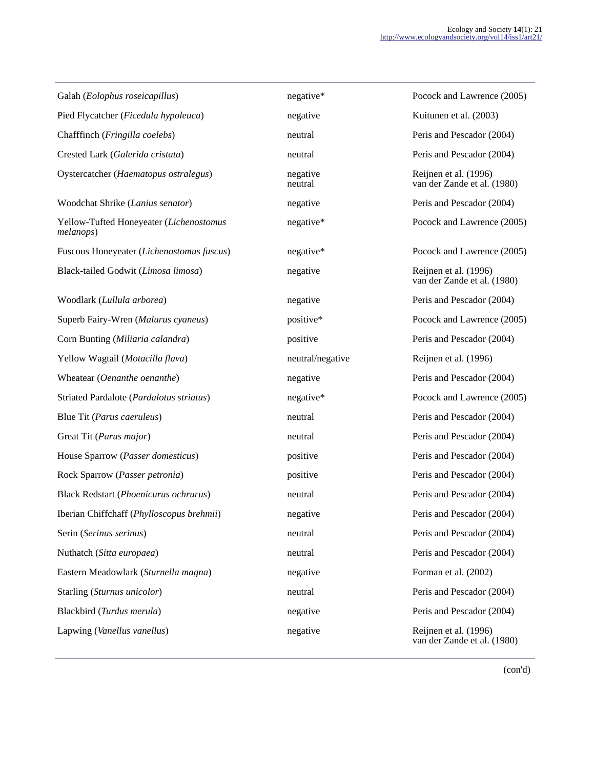| | | |
|---|---|---|
| Galah (*Eolophus roseicapillus*) | negative* | Pocock and Lawrence (2005) |
| Pied Flycatcher (*Ficedula hypoleuca*) | negative | Kuitunen et al. (2003) |
| Chafffinch (*Fringilla coelebs*) | neutral | Peris and Pescador (2004) |
| Crested Lark (*Galerida cristata*) | neutral | Peris and Pescador (2004) |
| Oystercatcher (*Haematopus ostralegus*) | negative<br>neutral | Reijnen et al. (1996)<br>van der Zande et al. (1980) |
| Woodchat Shrike (*Lanius senator*) | negative | Peris and Pescador (2004) |
| Yellow-Tufted Honeyeater (*Lichenostomus melanops*) | negative* | Pocock and Lawrence (2005) |
| Fuscous Honeyeater (*Lichenostomus fuscus*) | negative* | Pocock and Lawrence (2005) |
| Black-tailed Godwit (*Limosa limosa*) | negative | Reijnen et al. (1996)<br>van der Zande et al. (1980) |
| Woodlark (*Lullula arborea*) | negative | Peris and Pescador (2004) |
| Superb Fairy-Wren (*Malurus cyaneus*) | positive* | Pocock and Lawrence (2005) |
| Corn Bunting (*Miliaria calandra*) | positive | Peris and Pescador (2004) |
| Yellow Wagtail (*Motacilla flava*) | neutral/negative | Reijnen et al. (1996) |
| Wheatear (*Oenanthe oenanthe*) | negative | Peris and Pescador (2004) |
| Striated Pardalote (*Pardalotus striatus*) | negative* | Pocock and Lawrence (2005) |
| Blue Tit (*Parus caeruleus*) | neutral | Peris and Pescador (2004) |
| Great Tit (*Parus major*) | neutral | Peris and Pescador (2004) |
| House Sparrow (*Passer domesticus*) | positive | Peris and Pescador (2004) |
| Rock Sparrow (*Passer petronia*) | positive | Peris and Pescador (2004) |
| Black Redstart (*Phoenicurus ochrurus*) | neutral | Peris and Pescador (2004) |
| Iberian Chiffchaff (*Phylloscopus brehmii*) | negative | Peris and Pescador (2004) |
| Serin (*Serinus serinus*) | neutral | Peris and Pescador (2004) |
| Nuthatch (*Sitta europaea*) | neutral | Peris and Pescador (2004) |
| Eastern Meadowlark (*Sturnella magna*) | negative | Forman et al. (2002) |
| Starling (*Sturnus unicolor*) | neutral | Peris and Pescador (2004) |
| Blackbird (*Turdus merula*) | negative | Peris and Pescador (2004) |
| Lapwing (*Vanellus vanellus*) | negative | Reijnen et al. (1996)<br>van der Zande et al. (1980) |

(con'd)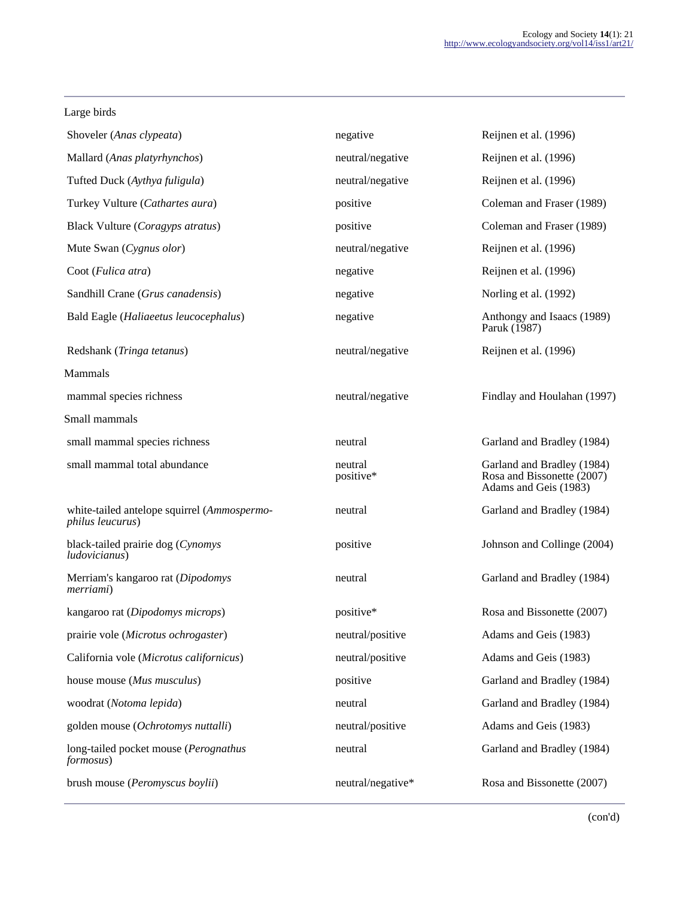| | | |
|---|---|---|
| Large birds | | |
| Shoveler (*Anas clypeata*) | negative | Reijnen et al. (1996) |
| Mallard (*Anas platyrhynchos*) | neutral/negative | Reijnen et al. (1996) |
| Tufted Duck (*Aythya fuligula*) | neutral/negative | Reijnen et al. (1996) |
| Turkey Vulture (*Cathartes aura*) | positive | Coleman and Fraser (1989) |
| Black Vulture (*Coragyps atratus*) | positive | Coleman and Fraser (1989) |
| Mute Swan (*Cygnus olor*) | neutral/negative | Reijnen et al. (1996) |
| Coot (*Fulica atra*) | negative | Reijnen et al. (1996) |
| Sandhill Crane (*Grus canadensis*) | negative | Norling et al. (1992) |
| Bald Eagle (*Haliaeetus leucocephalus*) | negative | Anthongy and Isaacs (1989) Paruk (1987) |
| Redshank (*Tringa tetanus*) | neutral/negative | Reijnen et al. (1996) |
| Mammals | | |
| mammal species richness | neutral/negative | Findlay and Houlahan (1997) |
| Small mammals | | |
| small mammal species richness | neutral | Garland and Bradley (1984) |
| small mammal total abundance | neutral positive* | Garland and Bradley (1984) Rosa and Bissonette (2007) Adams and Geis (1983) |
| white-tailed antelope squirrel (*Ammospermophilus leucurus*) | neutral | Garland and Bradley (1984) |
| black-tailed prairie dog (*Cynomys ludovicianus*) | positive | Johnson and Collinge (2004) |
| Merriam's kangaroo rat (*Dipodomys merriami*) | neutral | Garland and Bradley (1984) |
| kangaroo rat (*Dipodomys microps*) | positive* | Rosa and Bissonette (2007) |
| prairie vole (*Microtus ochrogaster*) | neutral/positive | Adams and Geis (1983) |
| California vole (*Microtus californicus*) | neutral/positive | Adams and Geis (1983) |
| house mouse (*Mus musculus*) | positive | Garland and Bradley (1984) |
| woodrat (*Notoma lepida*) | neutral | Garland and Bradley (1984) |
| golden mouse (*Ochrotomys nuttalli*) | neutral/positive | Adams and Geis (1983) |
| long-tailed pocket mouse (*Perognathus formosus*) | neutral | Garland and Bradley (1984) |
| brush mouse (*Peromyscus boylii*) | neutral/negative* | Rosa and Bissonette (2007) |

(con'd)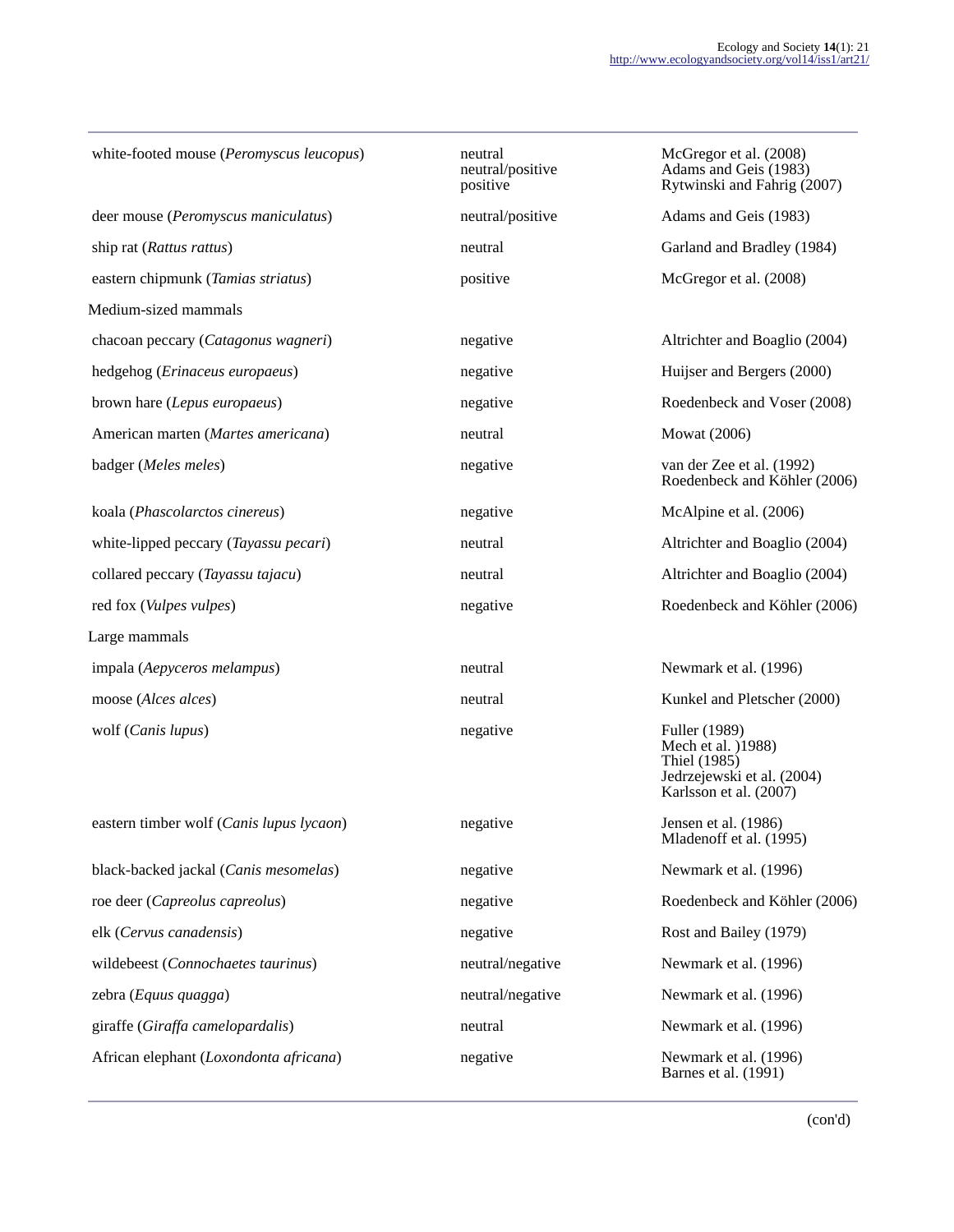| | | |
|---|---|---|
| white-footed mouse (*Peromyscus leucopus*) | neutral<br>neutral/positive<br>positive | McGregor et al. (2008)<br>Adams and Geis (1983)<br>Rytwinski and Fahrig (2007) |
| deer mouse (*Peromyscus maniculatus*) | neutral/positive | Adams and Geis (1983) |
| ship rat (*Rattus rattus*) | neutral | Garland and Bradley (1984) |
| eastern chipmunk (*Tamias striatus*) | positive | McGregor et al. (2008) |
| Medium-sized mammals | | |
| chacoan peccary (*Catagonus wagneri*) | negative | Altrichter and Boaglio (2004) |
| hedgehog (*Erinaceus europaeus*) | negative | Huijser and Bergers (2000) |
| brown hare (*Lepus europaeus*) | negative | Roedenbeck and Voser (2008) |
| American marten (*Martes americana*) | neutral | Mowat (2006) |
| badger (*Meles meles*) | negative | van der Zee et al. (1992)<br>Roedenbeck and Köhler (2006) |
| koala (*Phascolarctos cinereus*) | negative | McAlpine et al. (2006) |
| white-lipped peccary (*Tayassu pecari*) | neutral | Altrichter and Boaglio (2004) |
| collared peccary (*Tayassu tajacu*) | neutral | Altrichter and Boaglio (2004) |
| red fox (*Vulpes vulpes*) | negative | Roedenbeck and Köhler (2006) |
| Large mammals | | |
| impala (*Aepyceros melampus*) | neutral | Newmark et al. (1996) |
| moose (*Alces alces*) | neutral | Kunkel and Pletscher (2000) |
| wolf (*Canis lupus*) | negative | Fuller (1989)<br>Mech et al. )1988)<br>Thiel (1985)<br>Jedrzejewski et al. (2004)<br>Karlsson et al. (2007) |
| eastern timber wolf (*Canis lupus lycaon*) | negative | Jensen et al. (1986)<br>Mladenoff et al. (1995) |
| black-backed jackal (*Canis mesomelas*) | negative | Newmark et al. (1996) |
| roe deer (*Capreolus capreolus*) | negative | Roedenbeck and Köhler (2006) |
| elk (*Cervus canadensis*) | negative | Rost and Bailey (1979) |
| wildebeest (*Connochaetes taurinus*) | neutral/negative | Newmark et al. (1996) |
| zebra (*Equus quagga*) | neutral/negative | Newmark et al. (1996) |
| giraffe (*Giraffa camelopardalis*) | neutral | Newmark et al. (1996) |
| African elephant (*Loxondonta africana*) | negative | Newmark et al. (1996)<br>Barnes et al. (1991) |

(con'd)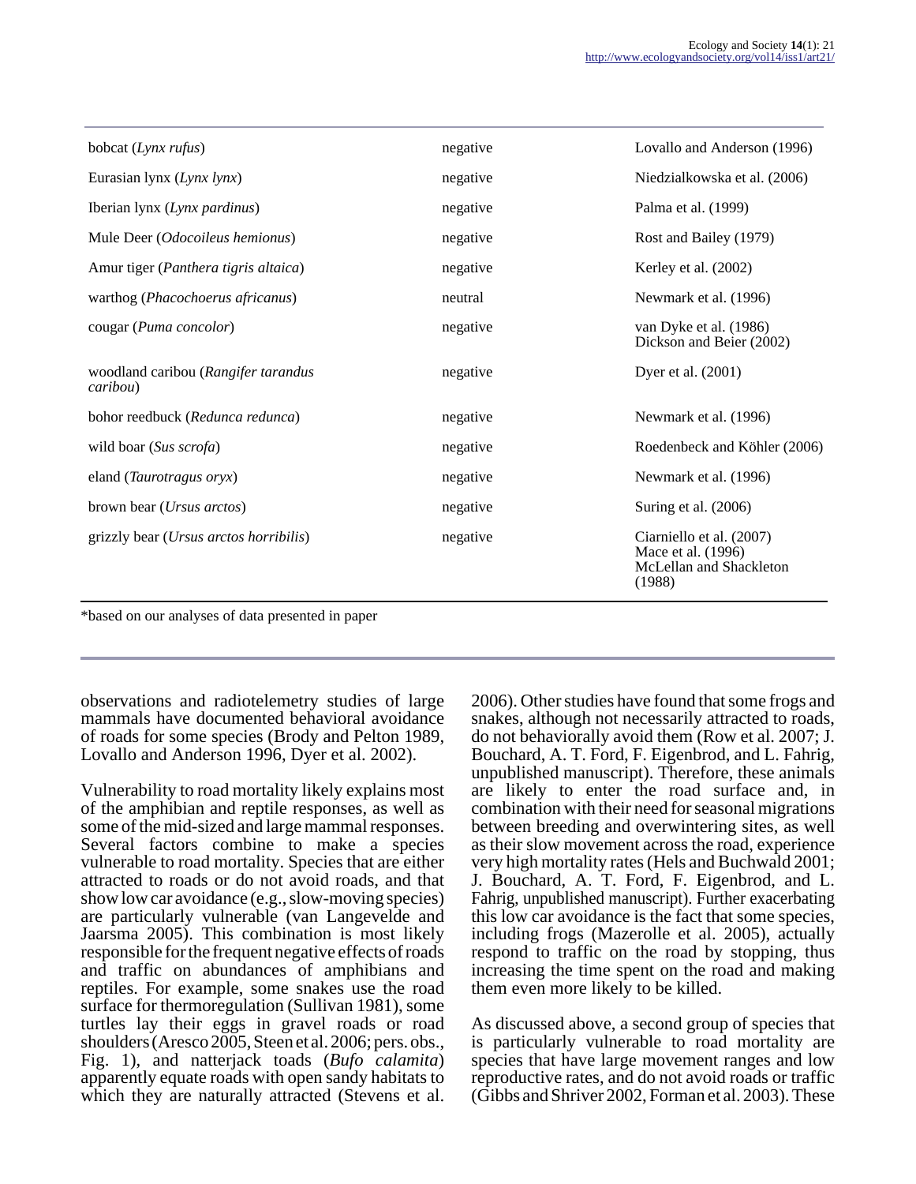| | | |
|---|---|---|
| bobcat (*Lynx rufus*) | negative | Lovallo and Anderson (1996) |
| Eurasian lynx (*Lynx lynx*) | negative | Niedzialkowska et al. (2006) |
| Iberian lynx (*Lynx pardinus*) | negative | Palma et al. (1999) |
| Mule Deer (*Odocoileus hemionus*) | negative | Rost and Bailey (1979) |
| Amur tiger (*Panthera tigris altaica*) | negative | Kerley et al. (2002) |
| warthog (*Phacochoerus africanus*) | neutral | Newmark et al. (1996) |
| cougar (*Puma concolor*) | negative | van Dyke et al. (1986) Dickson and Beier (2002) |
| woodland caribou (*Rangifer tarandus caribou*) | negative | Dyer et al. (2001) |
| bohor reedbuck (*Redunca redunca*) | negative | Newmark et al. (1996) |
| wild boar (*Sus scrofa*) | negative | Roedenbeck and Köhler (2006) |
| eland (*Taurotragus oryx*) | negative | Newmark et al. (1996) |
| brown bear (*Ursus arctos*) | negative | Suring et al. (2006) |
| grizzly bear (*Ursus arctos horribilis*) | negative | Ciarniello et al. (2007) Mace et al. (1996) McLellan and Shackleton (1988) |

*based on our analyses of data presented in paper

observations and radiotelemetry studies of large mammals have documented behavioral avoidance of roads for some species (Brody and Pelton 1989, Lovallo and Anderson 1996, Dyer et al. 2002).

Vulnerability to road mortality likely explains most of the amphibian and reptile responses, as well as some of the mid-sized and large mammal responses. Several factors combine to make a species vulnerable to road mortality. Species that are either attracted to roads or do not avoid roads, and that show low car avoidance (e.g., slow-moving species) are particularly vulnerable (van Langevelde and Jaarsma 2005). This combination is most likely responsible for the frequent negative effects of roads and traffic on abundances of amphibians and reptiles. For example, some snakes use the road surface for thermoregulation (Sullivan 1981), some turtles lay their eggs in gravel roads or road shoulders (Aresco 2005, Steen et al. 2006; pers. obs., Fig. 1), and natterjack toads (*Bufo calamita*) apparently equate roads with open sandy habitats to which they are naturally attracted (Stevens et al. 2006). Other studies have found that some frogs and snakes, although not necessarily attracted to roads, do not behaviorally avoid them (Row et al. 2007; J. Bouchard, A. T. Ford, F. Eigenbrod, and L. Fahrig, unpublished manuscript). Therefore, these animals are likely to enter the road surface and, in combination with their need for seasonal migrations between breeding and overwintering sites, as well as their slow movement across the road, experience very high mortality rates (Hels and Buchwald 2001; J. Bouchard, A. T. Ford, F. Eigenbrod, and L. Fahrig, unpublished manuscript). Further exacerbating this low car avoidance is the fact that some species, including frogs (Mazerolle et al. 2005), actually respond to traffic on the road by stopping, thus increasing the time spent on the road and making them even more likely to be killed.

As discussed above, a second group of species that is particularly vulnerable to road mortality are species that have large movement ranges and low reproductive rates, and do not avoid roads or traffic (Gibbs and Shriver 2002, Forman et al. 2003). These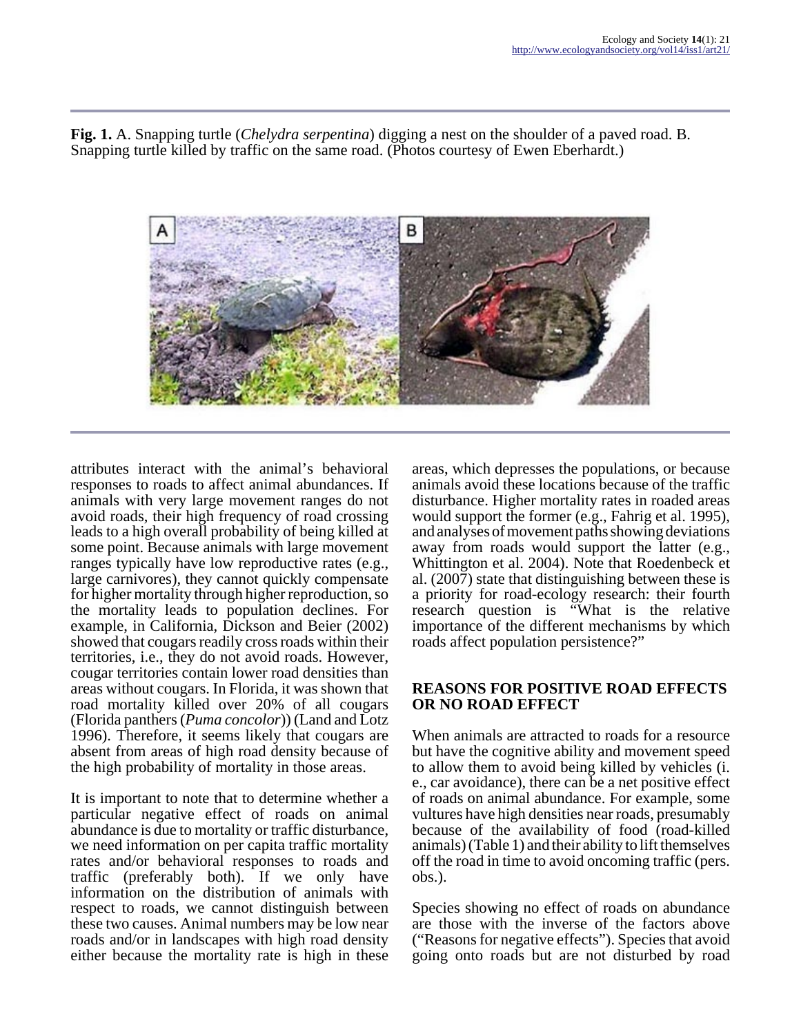**Fig. 1.** A. Snapping turtle (*Chelydra serpentina*) digging a nest on the shoulder of a paved road. B. Snapping turtle killed by traffic on the same road. (Photos courtesy of Ewen Eberhardt.)

attributes interact with the animal's behavioral responses to roads to affect animal abundances. If animals with very large movement ranges do not avoid roads, their high frequency of road crossing leads to a high overall probability of being killed at some point. Because animals with large movement ranges typically have low reproductive rates (e.g., large carnivores), they cannot quickly compensate for higher mortality through higher reproduction, so the mortality leads to population declines. For example, in California, Dickson and Beier (2002) showed that cougars readily cross roads within their territories, i.e., they do not avoid roads. However, cougar territories contain lower road densities than areas without cougars. In Florida, it was shown that road mortality killed over 20% of all cougars (Florida panthers (*Puma concolor*)) (Land and Lotz 1996). Therefore, it seems likely that cougars are absent from areas of high road density because of the high probability of mortality in those areas.

It is important to note that to determine whether a particular negative effect of roads on animal abundance is due to mortality or traffic disturbance, we need information on per capita traffic mortality rates and/or behavioral responses to roads and traffic (preferably both). If we only have information on the distribution of animals with respect to roads, we cannot distinguish between these two causes. Animal numbers may be low near roads and/or in landscapes with high road density either because the mortality rate is high in these areas, which depresses the populations, or because animals avoid these locations because of the traffic disturbance. Higher mortality rates in roaded areas would support the former (e.g., Fahrig et al. 1995), and analyses of movement paths showing deviations away from roads would support the latter (e.g., Whittington et al. 2004). Note that Roedenbeck et al. (2007) state that distinguishing between these is a priority for road-ecology research: their fourth research question is "What is the relative importance of the different mechanisms by which roads affect population persistence?"

## REASONS FOR POSITIVE ROAD EFFECTS OR NO ROAD EFFECT

When animals are attracted to roads for a resource but have the cognitive ability and movement speed to allow them to avoid being killed by vehicles (i.e., car avoidance), there can be a net positive effect of roads on animal abundance. For example, some vultures have high densities near roads, presumably because of the availability of food (road-killed animals) (Table 1) and their ability to lift themselves off the road in time to avoid oncoming traffic (pers. obs.).

Species showing no effect of roads on abundance are those with the inverse of the factors above ("Reasons for negative effects"). Species that avoid going onto roads but are not disturbed by road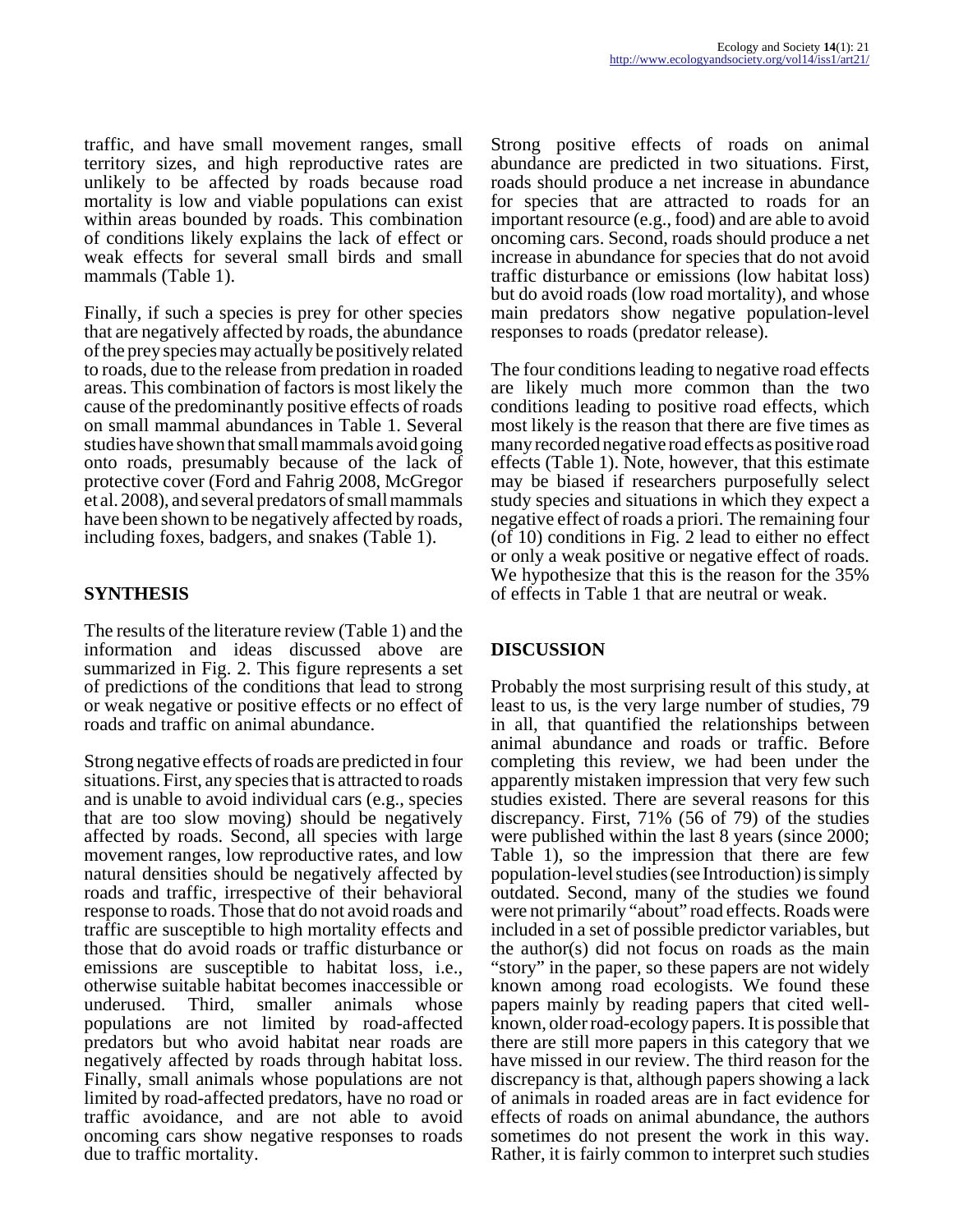traffic, and have small movement ranges, small territory sizes, and high reproductive rates are unlikely to be affected by roads because road mortality is low and viable populations can exist within areas bounded by roads. This combination of conditions likely explains the lack of effect or weak effects for several small birds and small mammals (Table 1).

Finally, if such a species is prey for other species that are negatively affected by roads, the abundance of the prey species may actually be positively related to roads, due to the release from predation in roaded areas. This combination of factors is most likely the cause of the predominantly positive effects of roads on small mammal abundances in Table 1. Several studies have shown that small mammals avoid going onto roads, presumably because of the lack of protective cover (Ford and Fahrig 2008, McGregor et al. 2008), and several predators of small mammals have been shown to be negatively affected by roads, including foxes, badgers, and snakes (Table 1).

## SYNTHESIS

The results of the literature review (Table 1) and the information and ideas discussed above are summarized in Fig. 2. This figure represents a set of predictions of the conditions that lead to strong or weak negative or positive effects or no effect of roads and traffic on animal abundance.

Strong negative effects of roads are predicted in four situations. First, any species that is attracted to roads and is unable to avoid individual cars (e.g., species that are too slow moving) should be negatively affected by roads. Second, all species with large movement ranges, low reproductive rates, and low natural densities should be negatively affected by roads and traffic, irrespective of their behavioral response to roads. Those that do not avoid roads and traffic are susceptible to high mortality effects and those that do avoid roads or traffic disturbance or emissions are susceptible to habitat loss, i.e., otherwise suitable habitat becomes inaccessible or underused. Third, smaller animals whose populations are not limited by road-affected predators but who avoid habitat near roads are negatively affected by roads through habitat loss. Finally, small animals whose populations are not limited by road-affected predators, have no road or traffic avoidance, and are not able to avoid oncoming cars show negative responses to roads due to traffic mortality.

Strong positive effects of roads on animal abundance are predicted in two situations. First, roads should produce a net increase in abundance for species that are attracted to roads for an important resource (e.g., food) and are able to avoid oncoming cars. Second, roads should produce a net increase in abundance for species that do not avoid traffic disturbance or emissions (low habitat loss) but do avoid roads (low road mortality), and whose main predators show negative population-level responses to roads (predator release).

The four conditions leading to negative road effects are likely much more common than the two conditions leading to positive road effects, which most likely is the reason that there are five times as many recorded negative road effects as positive road effects (Table 1). Note, however, that this estimate may be biased if researchers purposefully select study species and situations in which they expect a negative effect of roads a priori. The remaining four (of 10) conditions in Fig. 2 lead to either no effect or only a weak positive or negative effect of roads. We hypothesize that this is the reason for the 35% of effects in Table 1 that are neutral or weak.

## DISCUSSION

Probably the most surprising result of this study, at least to us, is the very large number of studies, 79 in all, that quantified the relationships between animal abundance and roads or traffic. Before completing this review, we had been under the apparently mistaken impression that very few such studies existed. There are several reasons for this discrepancy. First, 71% (56 of 79) of the studies were published within the last 8 years (since 2000; Table 1), so the impression that there are few population-level studies (see Introduction) is simply outdated. Second, many of the studies we found were not primarily "about" road effects. Roads were included in a set of possible predictor variables, but the author(s) did not focus on roads as the main "story" in the paper, so these papers are not widely known among road ecologists. We found these papers mainly by reading papers that cited well-known, older road-ecology papers. It is possible that there are still more papers in this category that we have missed in our review. The third reason for the discrepancy is that, although papers showing a lack of animals in roaded areas are in fact evidence for effects of roads on animal abundance, the authors sometimes do not present the work in this way. Rather, it is fairly common to interpret such studies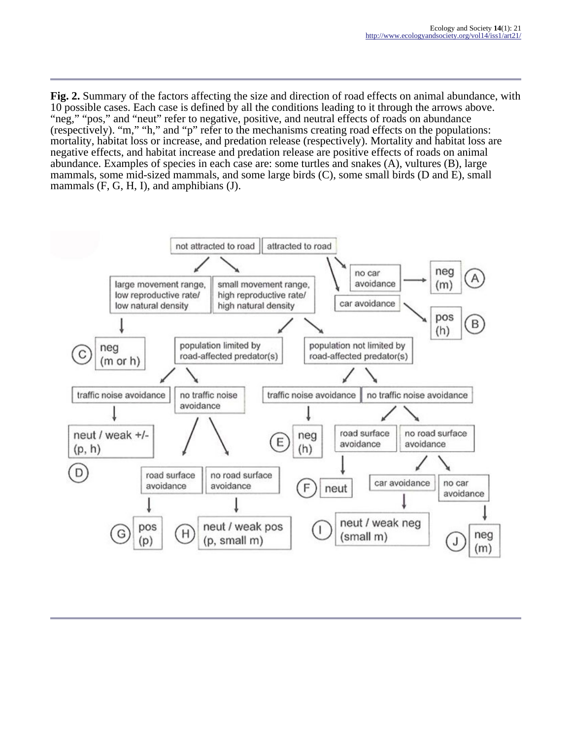**Fig. 2.** Summary of the factors affecting the size and direction of road effects on animal abundance, with 10 possible cases. Each case is defined by all the conditions leading to it through the arrows above. "neg," "pos," and "neut" refer to negative, positive, and neutral effects of roads on abundance (respectively). "m," "h," and "p" refer to the mechanisms creating road effects on the populations: mortality, habitat loss or increase, and predation release (respectively). Mortality and habitat loss are negative effects, and habitat increase and predation release are positive effects of roads on animal abundance. Examples of species in each case are: some turtles and snakes (A), vultures (B), large mammals, some mid-sized mammals, and some large birds (C), some small birds (D and E), small mammals (F, G, H, I), and amphibians (J).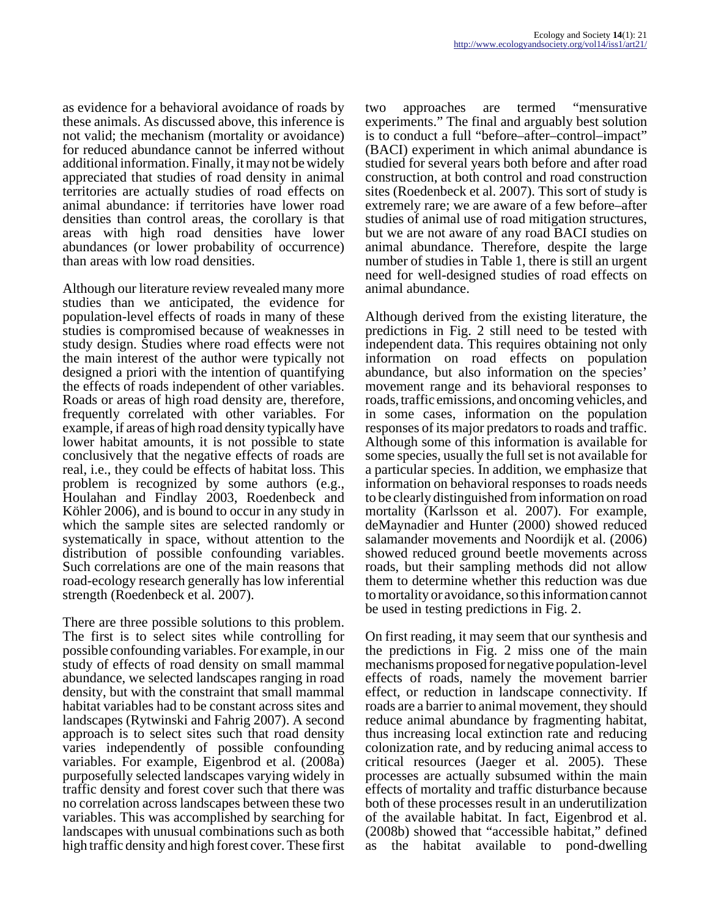as evidence for a behavioral avoidance of roads by these animals. As discussed above, this inference is not valid; the mechanism (mortality or avoidance) for reduced abundance cannot be inferred without additional information. Finally, it may not be widely appreciated that studies of road density in animal territories are actually studies of road effects on animal abundance: if territories have lower road densities than control areas, the corollary is that areas with high road densities have lower abundances (or lower probability of occurrence) than areas with low road densities.

Although our literature review revealed many more studies than we anticipated, the evidence for population-level effects of roads in many of these studies is compromised because of weaknesses in study design. Studies where road effects were not the main interest of the author were typically not designed a priori with the intention of quantifying the effects of roads independent of other variables. Roads or areas of high road density are, therefore, frequently correlated with other variables. For example, if areas of high road density typically have lower habitat amounts, it is not possible to state conclusively that the negative effects of roads are real, i.e., they could be effects of habitat loss. This problem is recognized by some authors (e.g., Houlahan and Findlay 2003, Roedenbeck and Köhler 2006), and is bound to occur in any study in which the sample sites are selected randomly or systematically in space, without attention to the distribution of possible confounding variables. Such correlations are one of the main reasons that road-ecology research generally has low inferential strength (Roedenbeck et al. 2007).

There are three possible solutions to this problem. The first is to select sites while controlling for possible confounding variables. For example, in our study of effects of road density on small mammal abundance, we selected landscapes ranging in road density, but with the constraint that small mammal habitat variables had to be constant across sites and landscapes (Rytwinski and Fahrig 2007). A second approach is to select sites such that road density varies independently of possible confounding variables. For example, Eigenbrod et al. (2008a) purposefully selected landscapes varying widely in traffic density and forest cover such that there was no correlation across landscapes between these two variables. This was accomplished by searching for landscapes with unusual combinations such as both high traffic density and high forest cover. These first two approaches are termed "mensurative experiments." The final and arguably best solution is to conduct a full "before–after–control–impact" (BACI) experiment in which animal abundance is studied for several years both before and after road construction, at both control and road construction sites (Roedenbeck et al. 2007). This sort of study is extremely rare; we are aware of a few before–after studies of animal use of road mitigation structures, but we are not aware of any road BACI studies on animal abundance. Therefore, despite the large number of studies in Table 1, there is still an urgent need for well-designed studies of road effects on animal abundance.

Although derived from the existing literature, the predictions in Fig. 2 still need to be tested with independent data. This requires obtaining not only information on road effects on population abundance, but also information on the species' movement range and its behavioral responses to roads, traffic emissions, and oncoming vehicles, and in some cases, information on the population responses of its major predators to roads and traffic. Although some of this information is available for some species, usually the full set is not available for a particular species. In addition, we emphasize that information on behavioral responses to roads needs to be clearly distinguished from information on road mortality (Karlsson et al. 2007). For example, deMaynadier and Hunter (2000) showed reduced salamander movements and Noordijk et al. (2006) showed reduced ground beetle movements across roads, but their sampling methods did not allow them to determine whether this reduction was due to mortality or avoidance, so this information cannot be used in testing predictions in Fig. 2.

On first reading, it may seem that our synthesis and the predictions in Fig. 2 miss one of the main mechanisms proposed for negative population-level effects of roads, namely the movement barrier effect, or reduction in landscape connectivity. If roads are a barrier to animal movement, they should reduce animal abundance by fragmenting habitat, thus increasing local extinction rate and reducing colonization rate, and by reducing animal access to critical resources (Jaeger et al. 2005). These processes are actually subsumed within the main effects of mortality and traffic disturbance because both of these processes result in an underutilization of the available habitat. In fact, Eigenbrod et al. (2008b) showed that "accessible habitat," defined as the habitat available to pond-dwelling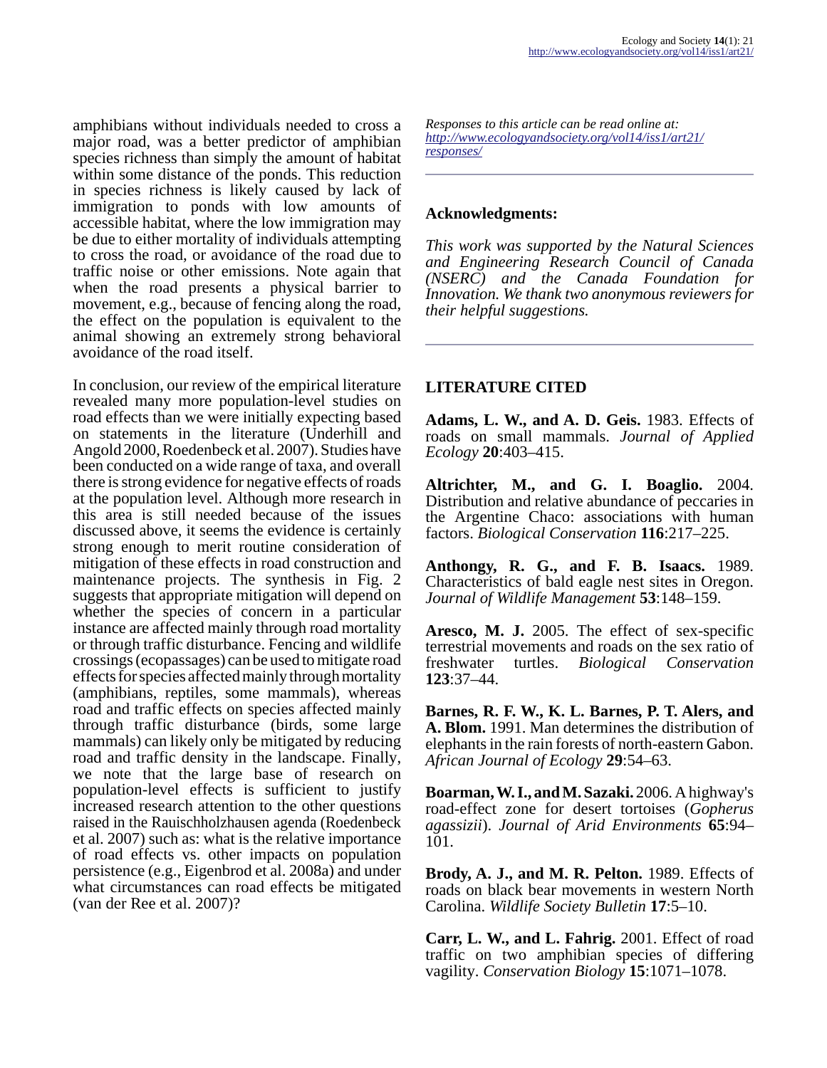amphibians without individuals needed to cross a major road, was a better predictor of amphibian species richness than simply the amount of habitat within some distance of the ponds. This reduction in species richness is likely caused by lack of immigration to ponds with low amounts of accessible habitat, where the low immigration may be due to either mortality of individuals attempting to cross the road, or avoidance of the road due to traffic noise or other emissions. Note again that when the road presents a physical barrier to movement, e.g., because of fencing along the road, the effect on the population is equivalent to the animal showing an extremely strong behavioral avoidance of the road itself.

In conclusion, our review of the empirical literature revealed many more population-level studies on road effects than we were initially expecting based on statements in the literature (Underhill and Angold 2000, Roedenbeck et al. 2007). Studies have been conducted on a wide range of taxa, and overall there is strong evidence for negative effects of roads at the population level. Although more research in this area is still needed because of the issues discussed above, it seems the evidence is certainly strong enough to merit routine consideration of mitigation of these effects in road construction and maintenance projects. The synthesis in Fig. 2 suggests that appropriate mitigation will depend on whether the species of concern in a particular instance are affected mainly through road mortality or through traffic disturbance. Fencing and wildlife crossings (ecopassages) can be used to mitigate road effects for species affected mainly through mortality (amphibians, reptiles, some mammals), whereas road and traffic effects on species affected mainly through traffic disturbance (birds, some large mammals) can likely only be mitigated by reducing road and traffic density in the landscape. Finally, we note that the large base of research on population-level effects is sufficient to justify increased research attention to the other questions raised in the Rauischholzhausen agenda (Roedenbeck et al. 2007) such as: what is the relative importance of road effects vs. other impacts on population persistence (e.g., Eigenbrod et al. 2008a) and under what circumstances can road effects be mitigated (van der Ree et al. 2007)?

*Responses to this article can be read online at:* *http://www.ecologyandsociety.org/vol14/iss1/art21/responses/*

## Acknowledgments:

*This work was supported by the Natural Sciences and Engineering Research Council of Canada (NSERC) and the Canada Foundation for Innovation. We thank two anonymous reviewers for their helpful suggestions.*

## LITERATURE CITED

**Adams, L. W., and A. D. Geis.** 1983. Effects of roads on small mammals. *Journal of Applied Ecology* **20**:403–415.

**Altrichter, M., and G. I. Boaglio.** 2004. Distribution and relative abundance of peccaries in the Argentine Chaco: associations with human factors. *Biological Conservation* **116**:217–225.

**Anthongy, R. G., and F. B. Isaacs.** 1989. Characteristics of bald eagle nest sites in Oregon. *Journal of Wildlife Management* **53**:148–159.

**Aresco, M. J.** 2005. The effect of sex-specific terrestrial movements and roads on the sex ratio of freshwater turtles. *Biological Conservation* **123**:37–44.

**Barnes, R. F. W., K. L. Barnes, P. T. Alers, and A. Blom.** 1991. Man determines the distribution of elephants in the rain forests of north-eastern Gabon. *African Journal of Ecology* **29**:54–63.

**Boarman, W. I., and M. Sazaki.** 2006. A highway's road-effect zone for desert tortoises (*Gopherus agassizii*). *Journal of Arid Environments* **65**:94–101.

**Brody, A. J., and M. R. Pelton.** 1989. Effects of roads on black bear movements in western North Carolina. *Wildlife Society Bulletin* **17**:5–10.

**Carr, L. W., and L. Fahrig.** 2001. Effect of road traffic on two amphibian species of differing vagility. *Conservation Biology* **15**:1071–1078.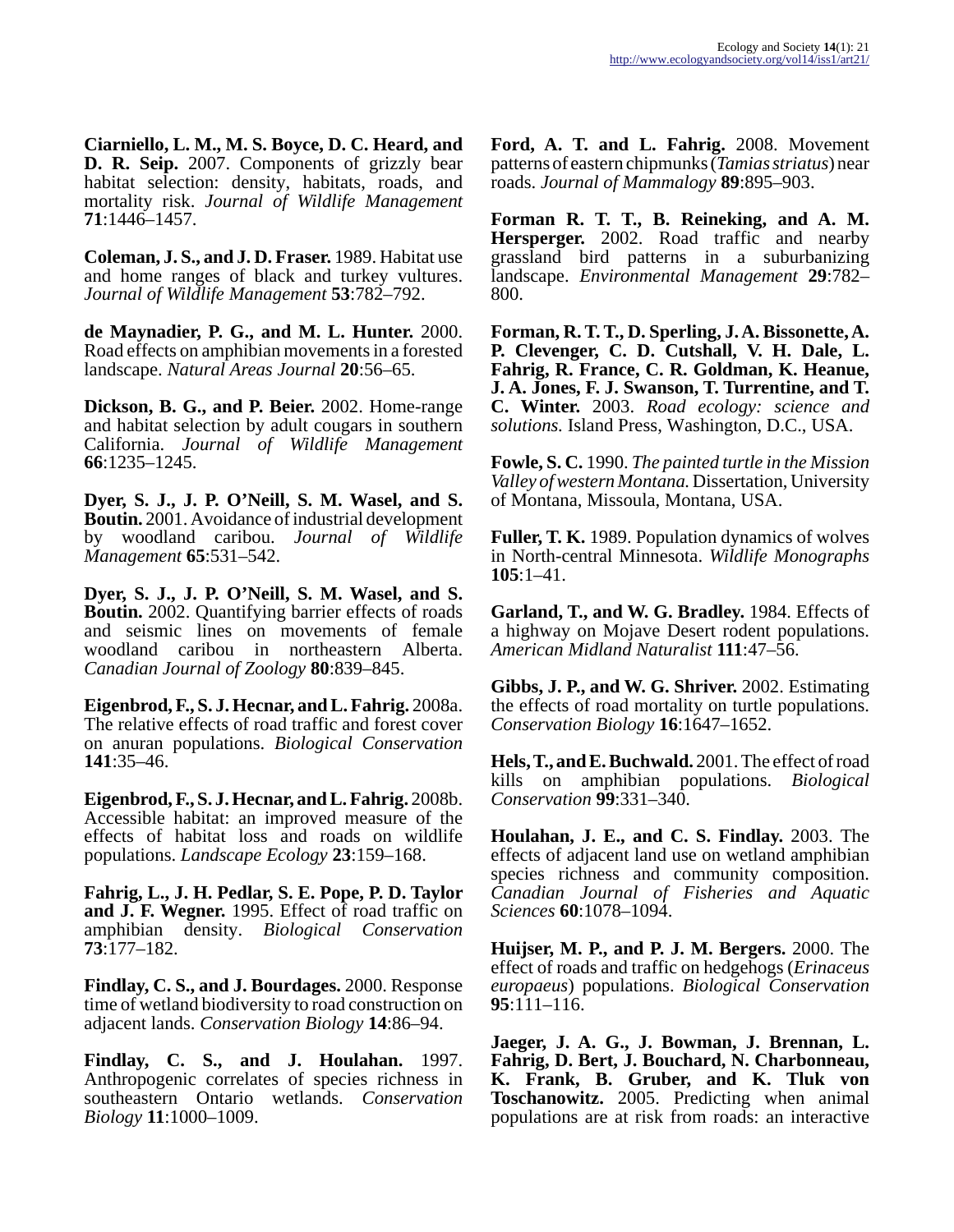**Ciarniello, L. M., M. S. Boyce, D. C. Heard, and D. R. Seip.** 2007. Components of grizzly bear habitat selection: density, habitats, roads, and mortality risk. *Journal of Wildlife Management* **71**:1446–1457.

**Coleman, J. S., and J. D. Fraser.** 1989. Habitat use and home ranges of black and turkey vultures. *Journal of Wildlife Management* **53**:782–792.

**de Maynadier, P. G., and M. L. Hunter.** 2000. Road effects on amphibian movements in a forested landscape. *Natural Areas Journal* **20**:56–65.

**Dickson, B. G., and P. Beier.** 2002. Home-range and habitat selection by adult cougars in southern California. *Journal of Wildlife Management* **66**:1235–1245.

**Dyer, S. J., J. P. O'Neill, S. M. Wasel, and S. Boutin.** 2001. Avoidance of industrial development by woodland caribou. *Journal of Wildlife Management* **65**:531–542.

**Dyer, S. J., J. P. O'Neill, S. M. Wasel, and S. Boutin.** 2002. Quantifying barrier effects of roads and seismic lines on movements of female woodland caribou in northeastern Alberta. *Canadian Journal of Zoology* **80**:839–845.

**Eigenbrod, F., S. J. Hecnar, and L. Fahrig.** 2008a. The relative effects of road traffic and forest cover on anuran populations. *Biological Conservation* **141**:35–46.

**Eigenbrod, F., S. J. Hecnar, and L. Fahrig.** 2008b. Accessible habitat: an improved measure of the effects of habitat loss and roads on wildlife populations. *Landscape Ecology* **23**:159–168.

**Fahrig, L., J. H. Pedlar, S. E. Pope, P. D. Taylor and J. F. Wegner.** 1995. Effect of road traffic on amphibian density. *Biological Conservation* **73**:177–182.

**Findlay, C. S., and J. Bourdages.** 2000. Response time of wetland biodiversity to road construction on adjacent lands. *Conservation Biology* **14**:86–94.

**Findlay, C. S., and J. Houlahan.** 1997. Anthropogenic correlates of species richness in southeastern Ontario wetlands. *Conservation Biology* **11**:1000–1009.

**Ford, A. T. and L. Fahrig.** 2008. Movement patterns of eastern chipmunks (*Tamias striatus*) near roads. *Journal of Mammalogy* **89**:895–903.

**Forman R. T. T., B. Reineking, and A. M. Hersperger.** 2002. Road traffic and nearby grassland bird patterns in a suburbanizing landscape. *Environmental Management* **29**:782–800.

**Forman, R. T. T., D. Sperling, J. A. Bissonette, A. P. Clevenger, C. D. Cutshall, V. H. Dale, L. Fahrig, R. France, C. R. Goldman, K. Heanue, J. A. Jones, F. J. Swanson, T. Turrentine, and T. C. Winter.** 2003. *Road ecology: science and solutions.* Island Press, Washington, D.C., USA.

**Fowle, S. C.** 1990. *The painted turtle in the Mission Valley of western Montana.* Dissertation, University of Montana, Missoula, Montana, USA.

**Fuller, T. K.** 1989. Population dynamics of wolves in North-central Minnesota. *Wildlife Monographs* **105**:1–41.

**Garland, T., and W. G. Bradley.** 1984. Effects of a highway on Mojave Desert rodent populations. *American Midland Naturalist* **111**:47–56.

**Gibbs, J. P., and W. G. Shriver.** 2002. Estimating the effects of road mortality on turtle populations. *Conservation Biology* **16**:1647–1652.

**Hels, T., and E. Buchwald.** 2001. The effect of road kills on amphibian populations. *Biological Conservation* **99**:331–340.

**Houlahan, J. E., and C. S. Findlay.** 2003. The effects of adjacent land use on wetland amphibian species richness and community composition. *Canadian Journal of Fisheries and Aquatic Sciences* **60**:1078–1094.

**Huijser, M. P., and P. J. M. Bergers.** 2000. The effect of roads and traffic on hedgehogs (*Erinaceus europaeus*) populations. *Biological Conservation* **95**:111–116.

**Jaeger, J. A. G., J. Bowman, J. Brennan, L. Fahrig, D. Bert, J. Bouchard, N. Charbonneau, K. Frank, B. Gruber, and K. Tluk von Toschanowitz.** 2005. Predicting when animal populations are at risk from roads: an interactive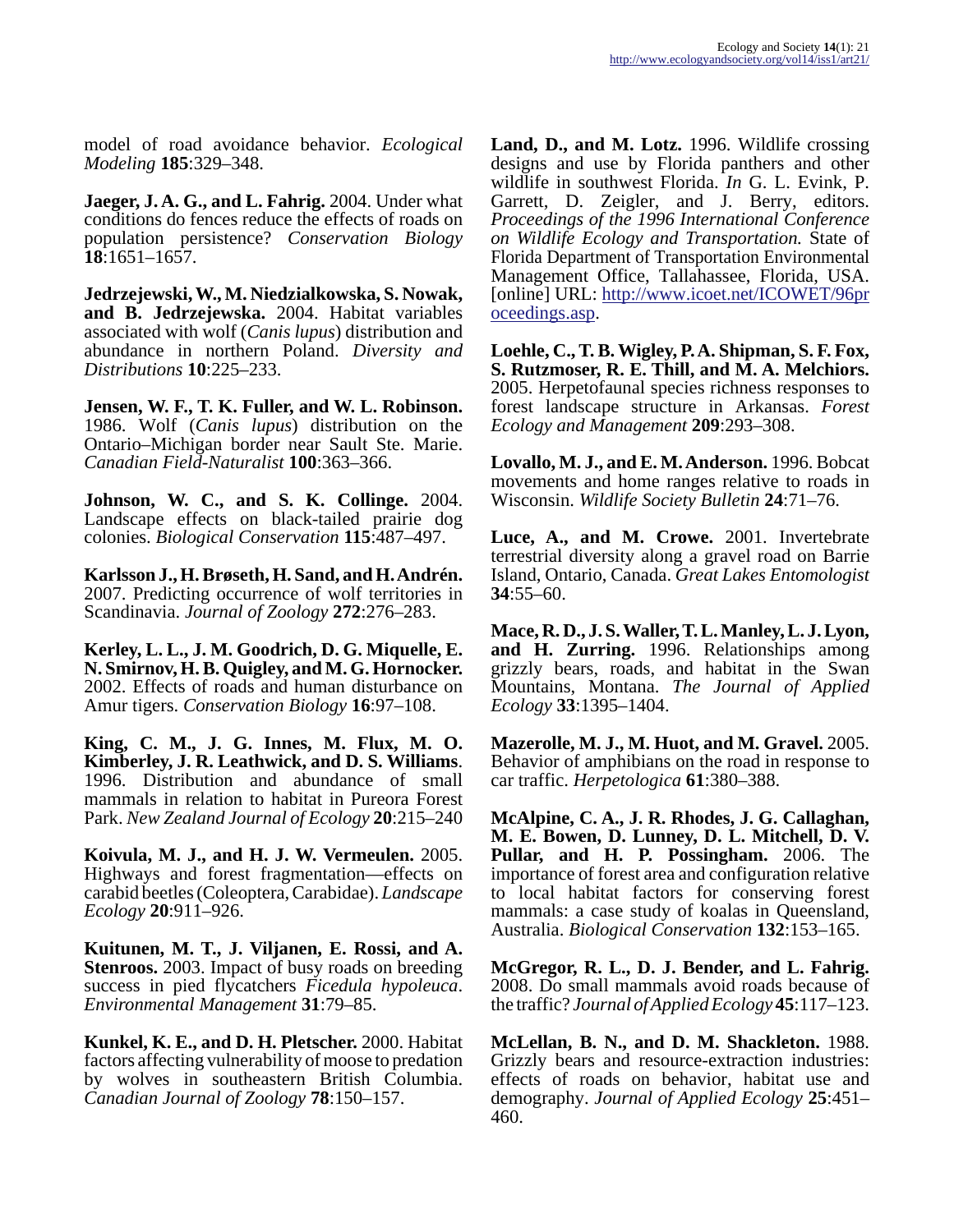model of road avoidance behavior. *Ecological Modeling* **185**:329–348.

**Jaeger, J. A. G., and L. Fahrig.** 2004. Under what conditions do fences reduce the effects of roads on population persistence? *Conservation Biology* **18**:1651–1657.

**Jedrzejewski, W., M. Niedzialkowska, S. Nowak, and B. Jedrzejewska.** 2004. Habitat variables associated with wolf (*Canis lupus*) distribution and abundance in northern Poland. *Diversity and Distributions* **10**:225–233.

**Jensen, W. F., T. K. Fuller, and W. L. Robinson.** 1986. Wolf (*Canis lupus*) distribution on the Ontario–Michigan border near Sault Ste. Marie. *Canadian Field-Naturalist* **100**:363–366.

**Johnson, W. C., and S. K. Collinge.** 2004. Landscape effects on black-tailed prairie dog colonies. *Biological Conservation* **115**:487–497.

**Karlsson J., H. Brøseth, H. Sand, and H. Andrén.** 2007. Predicting occurrence of wolf territories in Scandinavia. *Journal of Zoology* **272**:276–283.

**Kerley, L. L., J. M. Goodrich, D. G. Miquelle, E. N. Smirnov, H. B. Quigley, and M. G. Hornocker.** 2002. Effects of roads and human disturbance on Amur tigers. *Conservation Biology* **16**:97–108.

**King, C. M., J. G. Innes, M. Flux, M. O. Kimberley, J. R. Leathwick, and D. S. Williams**. 1996. Distribution and abundance of small mammals in relation to habitat in Pureora Forest Park. *New Zealand Journal of Ecology* **20**:215–240

**Koivula, M. J., and H. J. W. Vermeulen.** 2005. Highways and forest fragmentation—effects on carabid beetles (Coleoptera, Carabidae). *Landscape Ecology* **20**:911–926.

**Kuitunen, M. T., J. Viljanen, E. Rossi, and A. Stenroos.** 2003. Impact of busy roads on breeding success in pied flycatchers *Ficedula hypoleuca*. *Environmental Management* **31**:79–85.

**Kunkel, K. E., and D. H. Pletscher.** 2000. Habitat factors affecting vulnerability of moose to predation by wolves in southeastern British Columbia. *Canadian Journal of Zoology* **78**:150–157.

**Land, D., and M. Lotz.** 1996. Wildlife crossing designs and use by Florida panthers and other wildlife in southwest Florida. *In* G. L. Evink, P. Garrett, D. Zeigler, and J. Berry, editors. *Proceedings of the 1996 International Conference on Wildlife Ecology and Transportation.* State of Florida Department of Transportation Environmental Management Office, Tallahassee, Florida, USA. [online] URL: http://www.icoet.net/ICOWET/96proceedings.asp.

**Loehle, C., T. B. Wigley, P. A. Shipman, S. F. Fox, S. Rutzmoser, R. E. Thill, and M. A. Melchiors.** 2005. Herpetofaunal species richness responses to forest landscape structure in Arkansas. *Forest Ecology and Management* **209**:293–308.

**Lovallo, M. J., and E. M. Anderson.** 1996. Bobcat movements and home ranges relative to roads in Wisconsin. *Wildlife Society Bulletin* **24**:71–76.

**Luce, A., and M. Crowe.** 2001. Invertebrate terrestrial diversity along a gravel road on Barrie Island, Ontario, Canada. *Great Lakes Entomologist* **34**:55–60.

**Mace, R. D., J. S. Waller, T. L. Manley, L. J. Lyon, and H. Zurring.** 1996. Relationships among grizzly bears, roads, and habitat in the Swan Mountains, Montana. *The Journal of Applied Ecology* **33**:1395–1404.

**Mazerolle, M. J., M. Huot, and M. Gravel.** 2005. Behavior of amphibians on the road in response to car traffic. *Herpetologica* **61**:380–388.

**McAlpine, C. A., J. R. Rhodes, J. G. Callaghan, M. E. Bowen, D. Lunney, D. L. Mitchell, D. V. Pullar, and H. P. Possingham.** 2006. The importance of forest area and configuration relative to local habitat factors for conserving forest mammals: a case study of koalas in Queensland, Australia. *Biological Conservation* **132**:153–165.

**McGregor, R. L., D. J. Bender, and L. Fahrig.** 2008. Do small mammals avoid roads because of the traffic? *Journal of Applied Ecology* **45**:117–123.

**McLellan, B. N., and D. M. Shackleton.** 1988. Grizzly bears and resource-extraction industries: effects of roads on behavior, habitat use and demography. *Journal of Applied Ecology* **25**:451–460.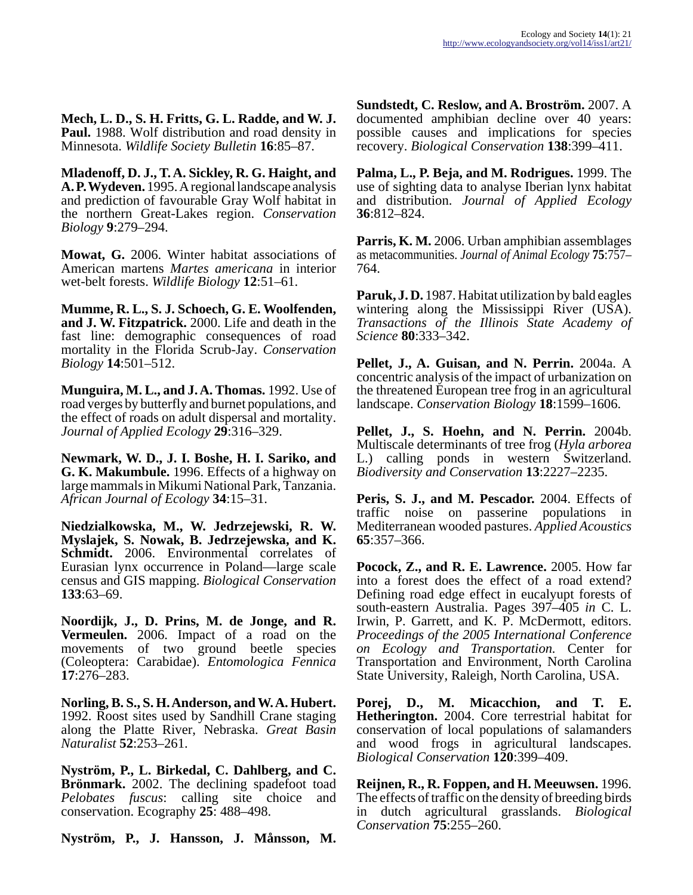**Mech, L. D., S. H. Fritts, G. L. Radde, and W. J. Paul.** 1988. Wolf distribution and road density in Minnesota. *Wildlife Society Bulletin* **16**:85–87.

**Mladenoff, D. J., T. A. Sickley, R. G. Haight, and A. P. Wydeven.** 1995. A regional landscape analysis and prediction of favourable Gray Wolf habitat in the northern Great-Lakes region. *Conservation Biology* **9**:279–294.

**Mowat, G.** 2006. Winter habitat associations of American martens *Martes americana* in interior wet-belt forests. *Wildlife Biology* **12**:51–61.

**Mumme, R. L., S. J. Schoech, G. E. Woolfenden, and J. W. Fitzpatrick.** 2000. Life and death in the fast line: demographic consequences of road mortality in the Florida Scrub-Jay. *Conservation Biology* **14**:501–512.

**Munguira, M. L., and J. A. Thomas.** 1992. Use of road verges by butterfly and burnet populations, and the effect of roads on adult dispersal and mortality. *Journal of Applied Ecology* **29**:316–329.

**Newmark, W. D., J. I. Boshe, H. I. Sariko, and G. K. Makumbule.** 1996. Effects of a highway on large mammals in Mikumi National Park, Tanzania. *African Journal of Ecology* **34**:15–31.

**Niedzialkowska, M., W. Jedrzejewski, R. W. Myslajek, S. Nowak, B. Jedrzejewska, and K. Schmidt.** 2006. Environmental correlates of Eurasian lynx occurrence in Poland—large scale census and GIS mapping. *Biological Conservation* **133**:63–69.

**Noordijk, J., D. Prins, M. de Jonge, and R. Vermeulen.** 2006. Impact of a road on the movements of two ground beetle species (Coleoptera: Carabidae). *Entomologica Fennica* **17**:276–283.

**Norling, B. S., S. H. Anderson, and W. A. Hubert.** 1992. Roost sites used by Sandhill Crane staging along the Platte River, Nebraska. *Great Basin Naturalist* **52**:253–261.

**Nyström, P., L. Birkedal, C. Dahlberg, and C. Brönmark.** 2002. The declining spadefoot toad *Pelobates fuscus*: calling site choice and conservation. Ecography **25**: 488–498.

**Nyström, P., J. Hansson, J. Månsson, M. Sundstedt, C. Reslow, and A. Broström.** 2007. A documented amphibian decline over 40 years: possible causes and implications for species recovery. *Biological Conservation* **138**:399–411.

**Palma, L., P. Beja, and M. Rodrigues.** 1999. The use of sighting data to analyse Iberian lynx habitat and distribution. *Journal of Applied Ecology* **36**:812–824.

**Parris, K. M.** 2006. Urban amphibian assemblages as metacommunities. *Journal of Animal Ecology* **75**:757–764.

**Paruk, J. D.** 1987. Habitat utilization by bald eagles wintering along the Mississippi River (USA). *Transactions of the Illinois State Academy of Science* **80**:333–342.

**Pellet, J., A. Guisan, and N. Perrin.** 2004a. A concentric analysis of the impact of urbanization on the threatened European tree frog in an agricultural landscape. *Conservation Biology* **18**:1599–1606.

**Pellet, J., S. Hoehn, and N. Perrin.** 2004b. Multiscale determinants of tree frog (*Hyla arborea* L.) calling ponds in western Switzerland. *Biodiversity and Conservation* **13**:2227–2235.

**Peris, S. J., and M. Pescador.** 2004. Effects of traffic noise on passerine populations in Mediterranean wooded pastures. *Applied Acoustics* **65**:357–366.

**Pocock, Z., and R. E. Lawrence.** 2005. How far into a forest does the effect of a road extend? Defining road edge effect in eucalyupt forests of south-eastern Australia. Pages 397–405 *in* C. L. Irwin, P. Garrett, and K. P. McDermott, editors. *Proceedings of the 2005 International Conference on Ecology and Transportation.* Center for Transportation and Environment, North Carolina State University, Raleigh, North Carolina, USA.

**Porej, D., M. Micacchion, and T. E. Hetherington.** 2004. Core terrestrial habitat for conservation of local populations of salamanders and wood frogs in agricultural landscapes. *Biological Conservation* **120**:399–409.

**Reijnen, R., R. Foppen, and H. Meeuwsen.** 1996. The effects of traffic on the density of breeding birds in dutch agricultural grasslands. *Biological Conservation* **75**:255–260.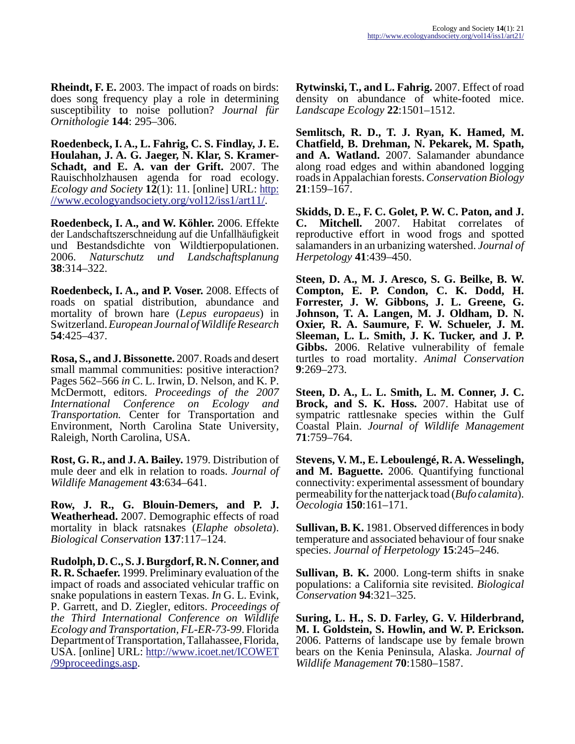**Rheindt, F. E.** 2003. The impact of roads on birds: does song frequency play a role in determining susceptibility to noise pollution? *Journal für Ornithologie* **144**: 295–306.

**Roedenbeck, I. A., L. Fahrig, C. S. Findlay, J. E. Houlahan, J. A. G. Jaeger, N. Klar, S. Kramer-Schadt, and E. A. van der Grift.** 2007. The Rauischholzhausen agenda for road ecology. *Ecology and Society* **12**(1): 11. [online] URL: http://www.ecologyandsociety.org/vol12/iss1/art11/.

**Roedenbeck, I. A., and W. Köhler.** 2006. Effekte der Landschaftszerschneidung auf die Unfallhäufigkeit und Bestandsdichte von Wildtierpopulationen. 2006. *Naturschutz und Landschaftsplanung* **38**:314–322.

**Roedenbeck, I. A., and P. Voser.** 2008. Effects of roads on spatial distribution, abundance and mortality of brown hare (*Lepus europaeus*) in Switzerland. *European Journal of Wildlife Research* **54**:425–437.

**Rosa, S., and J. Bissonette.** 2007. Roads and desert small mammal communities: positive interaction? Pages 562–566 *in* C. L. Irwin, D. Nelson, and K. P. McDermott, editors. *Proceedings of the 2007 International Conference on Ecology and Transportation.* Center for Transportation and Environment, North Carolina State University, Raleigh, North Carolina, USA.

**Rost, G. R., and J. A. Bailey.** 1979. Distribution of mule deer and elk in relation to roads. *Journal of Wildlife Management* **43**:634–641.

**Row, J. R., G. Blouin-Demers, and P. J. Weatherhead.** 2007. Demographic effects of road mortality in black ratsnakes (*Elaphe obsoleta*). *Biological Conservation* **137**:117–124.

**Rudolph, D. C., S. J. Burgdorf, R. N. Conner, and R. R. Schaefer.** 1999. Preliminary evaluation of the impact of roads and associated vehicular traffic on snake populations in eastern Texas. *In* G. L. Evink, P. Garrett, and D. Ziegler, editors. *Proceedings of the Third International Conference on Wildlife Ecology and Transportation, FL-ER-73-99*. Florida Department of Transportation, Tallahassee, Florida, USA. [online] URL: http://www.icoet.net/ICOWET/99proceedings.asp.

**Rytwinski, T., and L. Fahrig.** 2007. Effect of road density on abundance of white-footed mice. *Landscape Ecology* **22**:1501–1512.

**Semlitsch, R. D., T. J. Ryan, K. Hamed, M. Chatfield, B. Drehman, N. Pekarek, M. Spath, and A. Watland.** 2007. Salamander abundance along road edges and within abandoned logging roads in Appalachian forests. *Conservation Biology* **21**:159–167.

**Skidds, D. E., F. C. Golet, P. W. C. Paton, and J. C. Mitchell.** 2007. Habitat correlates of reproductive effort in wood frogs and spotted salamanders in an urbanizing watershed. *Journal of Herpetology* **41**:439–450.

**Steen, D. A., M. J. Aresco, S. G. Beilke, B. W. Compton, E. P. Condon, C. K. Dodd, H. Forrester, J. W. Gibbons, J. L. Greene, G. Johnson, T. A. Langen, M. J. Oldham, D. N. Oxier, R. A. Saumure, F. W. Schueler, J. M. Sleeman, L. L. Smith, J. K. Tucker, and J. P. Gibbs.** 2006. Relative vulnerability of female turtles to road mortality. *Animal Conservation* **9**:269–273.

**Steen, D. A., L. L. Smith, L. M. Conner, J. C. Brock, and S. K. Hoss.** 2007. Habitat use of sympatric rattlesnake species within the Gulf Coastal Plain. *Journal of Wildlife Management* **71**:759–764.

**Stevens, V. M., E. Leboulengé, R. A. Wesselingh, and M. Baguette.** 2006. Quantifying functional connectivity: experimental assessment of boundary permeability for the natterjack toad (*Bufo calamita*). *Oecologia* **150**:161–171.

**Sullivan, B. K.** 1981. Observed differences in body temperature and associated behaviour of four snake species. *Journal of Herpetology* **15**:245–246.

**Sullivan, B. K.** 2000. Long-term shifts in snake populations: a California site revisited. *Biological Conservation* **94**:321–325.

**Suring, L. H., S. D. Farley, G. V. Hilderbrand, M. I. Goldstein, S. Howlin, and W. P. Erickson.** 2006. Patterns of landscape use by female brown bears on the Kenia Peninsula, Alaska. *Journal of Wildlife Management* **70**:1580–1587.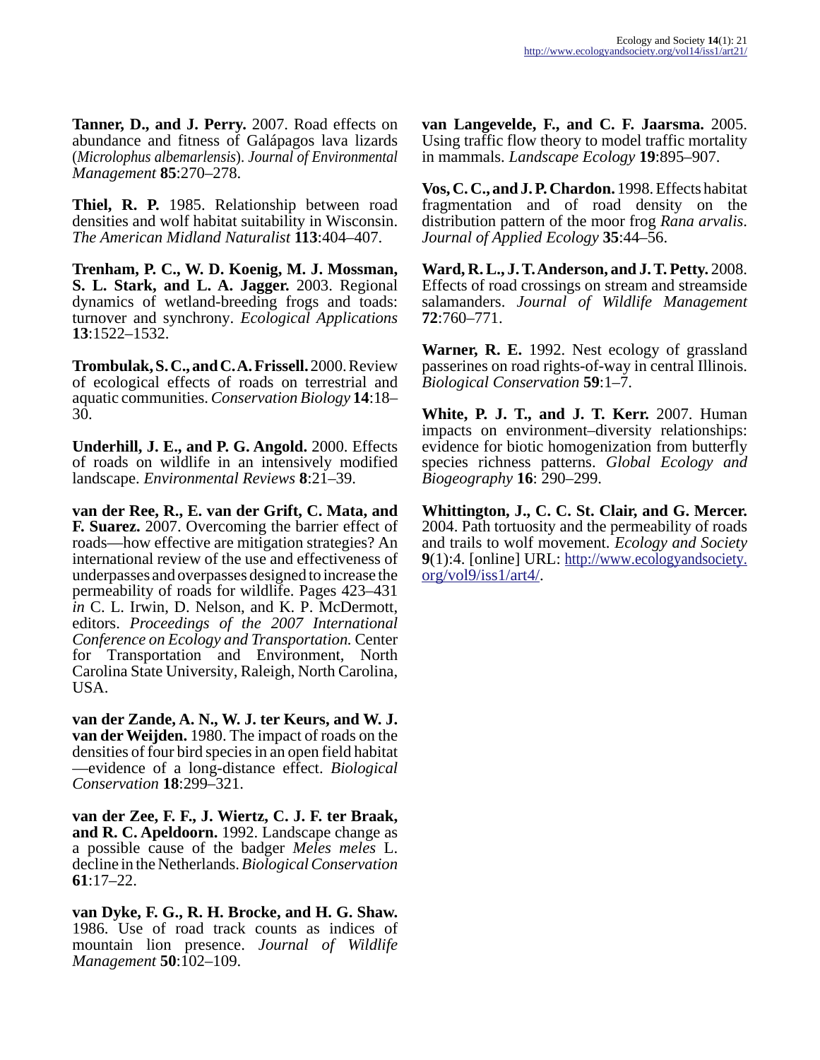**Tanner, D., and J. Perry.** 2007. Road effects on abundance and fitness of Galápagos lava lizards (*Microlophus albemarlensis*). *Journal of Environmental Management* **85**:270–278.

**Thiel, R. P.** 1985. Relationship between road densities and wolf habitat suitability in Wisconsin. *The American Midland Naturalist* **113**:404–407.

**Trenham, P. C., W. D. Koenig, M. J. Mossman, S. L. Stark, and L. A. Jagger.** 2003. Regional dynamics of wetland-breeding frogs and toads: turnover and synchrony. *Ecological Applications* **13**:1522–1532.

**Trombulak, S. C., and C. A. Frissell.** 2000. Review of ecological effects of roads on terrestrial and aquatic communities. *Conservation Biology* **14**:18–30.

**Underhill, J. E., and P. G. Angold.** 2000. Effects of roads on wildlife in an intensively modified landscape. *Environmental Reviews* **8**:21–39.

**van der Ree, R., E. van der Grift, C. Mata, and F. Suarez.** 2007. Overcoming the barrier effect of roads—how effective are mitigation strategies? An international review of the use and effectiveness of underpasses and overpasses designed to increase the permeability of roads for wildlife. Pages 423–431 *in* C. L. Irwin, D. Nelson, and K. P. McDermott, editors. *Proceedings of the 2007 International Conference on Ecology and Transportation.* Center for Transportation and Environment, North Carolina State University, Raleigh, North Carolina, USA.

**van der Zande, A. N., W. J. ter Keurs, and W. J. van der Weijden.** 1980. The impact of roads on the densities of four bird species in an open field habitat—evidence of a long-distance effect. *Biological Conservation* **18**:299–321.

**van der Zee, F. F., J. Wiertz, C. J. F. ter Braak, and R. C. Apeldoorn.** 1992. Landscape change as a possible cause of the badger *Meles meles* L. decline in the Netherlands. *Biological Conservation* **61**:17–22.

**van Dyke, F. G., R. H. Brocke, and H. G. Shaw.** 1986. Use of road track counts as indices of mountain lion presence. *Journal of Wildlife Management* **50**:102–109.

**van Langevelde, F., and C. F. Jaarsma.** 2005. Using traffic flow theory to model traffic mortality in mammals. *Landscape Ecology* **19**:895–907.

**Vos, C. C., and J. P. Chardon.** 1998. Effects habitat fragmentation and of road density on the distribution pattern of the moor frog *Rana arvalis*. *Journal of Applied Ecology* **35**:44–56.

**Ward, R. L., J. T. Anderson, and J. T. Petty.** 2008. Effects of road crossings on stream and streamside salamanders. *Journal of Wildlife Management* **72**:760–771.

**Warner, R. E.** 1992. Nest ecology of grassland passerines on road rights-of-way in central Illinois. *Biological Conservation* **59**:1–7.

**White, P. J. T., and J. T. Kerr.** 2007. Human impacts on environment–diversity relationships: evidence for biotic homogenization from butterfly species richness patterns. *Global Ecology and Biogeography* **16**: 290–299.

**Whittington, J., C. C. St. Clair, and G. Mercer.** 2004. Path tortuosity and the permeability of roads and trails to wolf movement. *Ecology and Society* **9**(1):4. [online] URL: http://www.ecologyandsociety.org/vol9/iss1/art4/.